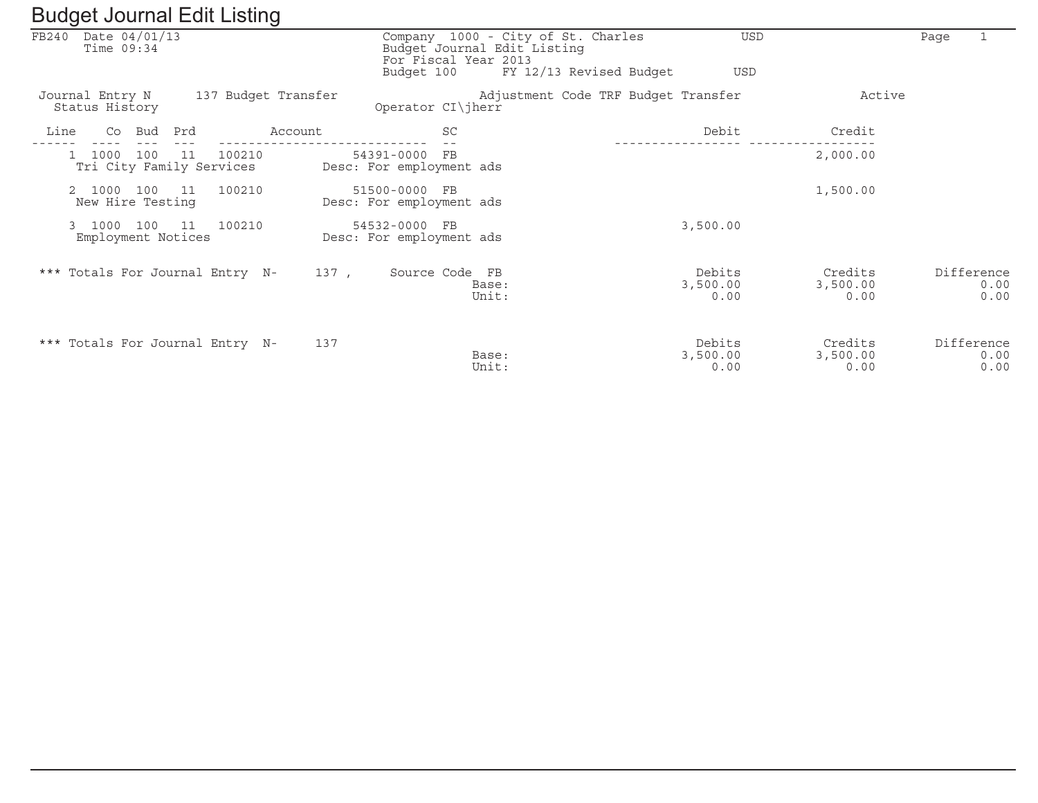# Budget Journal Edit Listing

FB240 Date 04/01/13
Time 09:34

Company 1000 - City of St. Charles USD
Budget Journal Edit Listing
For Fiscal Year 2013
Budget 100 FY 12/13 Revised Budget USD

Journal Entry N 137 Budget Transfer    Adjustment Code TRF Budget Transfer    Active
Status History    Operator CI\jherr

| Line | Co | Bud | Prd | Account | SC | Debit | Credit |
|---|---|---|---|---|---|---|---|
| 1 | 1000 | 100 | 11 | 100210 54391-0000 | FB | | 2,000.00 |
| | Tri City Family Services | | | Desc: For employment ads | | | |
| 2 | 1000 | 100 | 11 | 100210 51500-0000 | FB | | 1,500.00 |
| | New Hire Testing | | | Desc: For employment ads | | | |
| 3 | 1000 | 100 | 11 | 100210 54532-0000 | FB | 3,500.00 | |
| | Employment Notices | | | Desc: For employment ads | | | |

*** Totals For Journal Entry N- 137 , Source Code FB

| | Debits | Credits | Difference |
|---|---|---|---|
| Base: | 3,500.00 | 3,500.00 | 0.00 |
| Unit: | 0.00 | 0.00 | 0.00 |

*** Totals For Journal Entry N- 137

| | Debits | Credits | Difference |
|---|---|---|---|
| Base: | 3,500.00 | 3,500.00 | 0.00 |
| Unit: | 0.00 | 0.00 | 0.00 |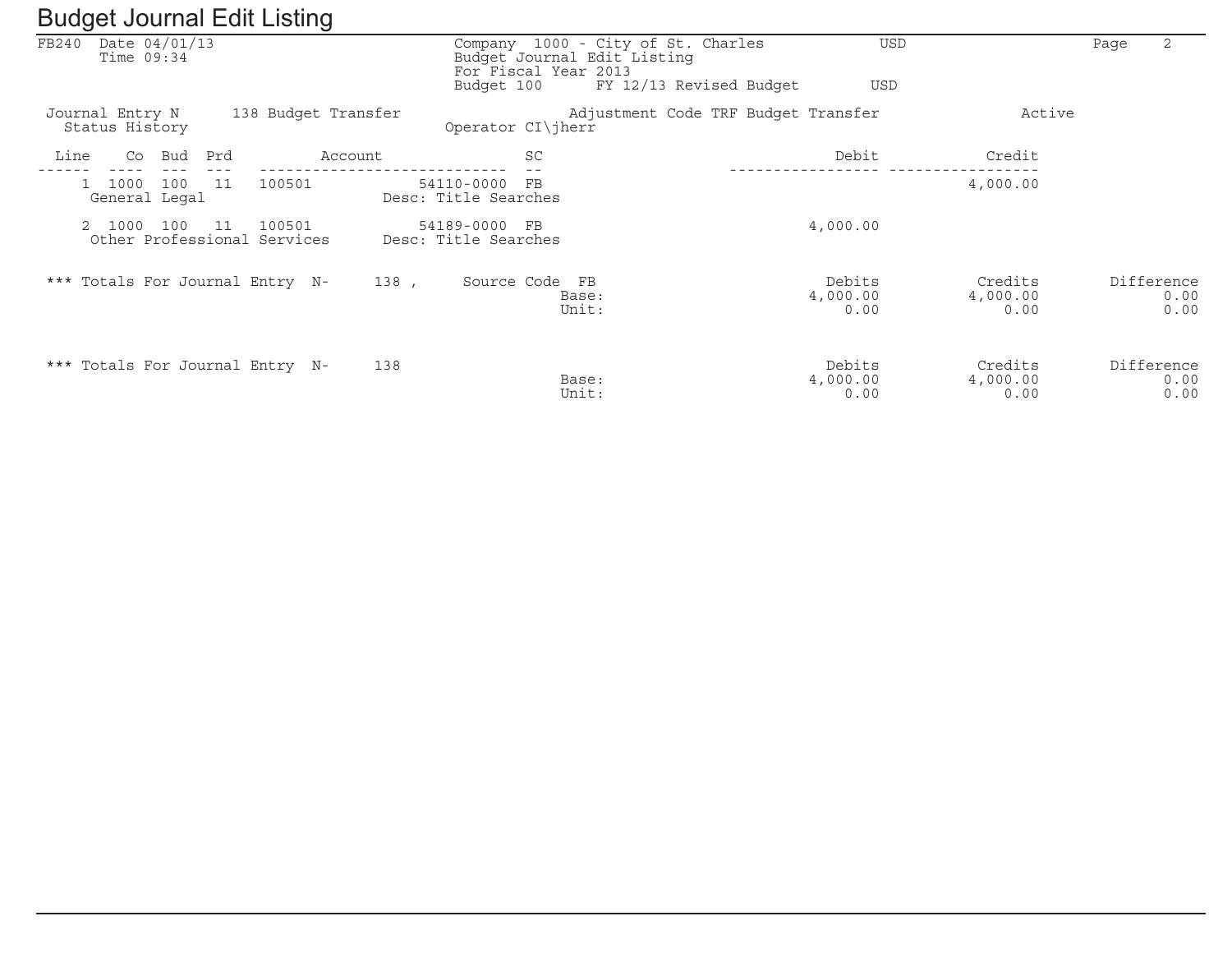# Budget Journal Edit Listing

FB240 Date 04/01/13
Time 09:34

Company 1000 - City of St. Charles USD
Budget Journal Edit Listing
For Fiscal Year 2013
Budget 100 FY 12/13 Revised Budget USD

Journal Entry N 138 Budget Transfer — Adjustment Code TRF Budget Transfer — Active
Status History — Operator CI\jherr

| Line | Co | Bud | Prd | Account | | SC | Debit | Credit |
|---|---|---|---|---|---|---|---|---|
| 1 | 1000 | 100 | 11 | 100501 | 54110-0000 | FB | | 4,000.00 |
| | General Legal | | | | Desc: Title Searches | | | |
| 2 | 1000 | 100 | 11 | 100501 | 54189-0000 | FB | 4,000.00 | |
| | Other Professional Services | | | | Desc: Title Searches | | | |

*** Totals For Journal Entry N- 138 , Source Code FB

| | Debits | Credits | Difference |
|---|---|---|---|
| Base: | 4,000.00 | 4,000.00 | 0.00 |
| Unit: | 0.00 | 0.00 | 0.00 |

*** Totals For Journal Entry N- 138

| | Debits | Credits | Difference |
|---|---|---|---|
| Base: | 4,000.00 | 4,000.00 | 0.00 |
| Unit: | 0.00 | 0.00 | 0.00 |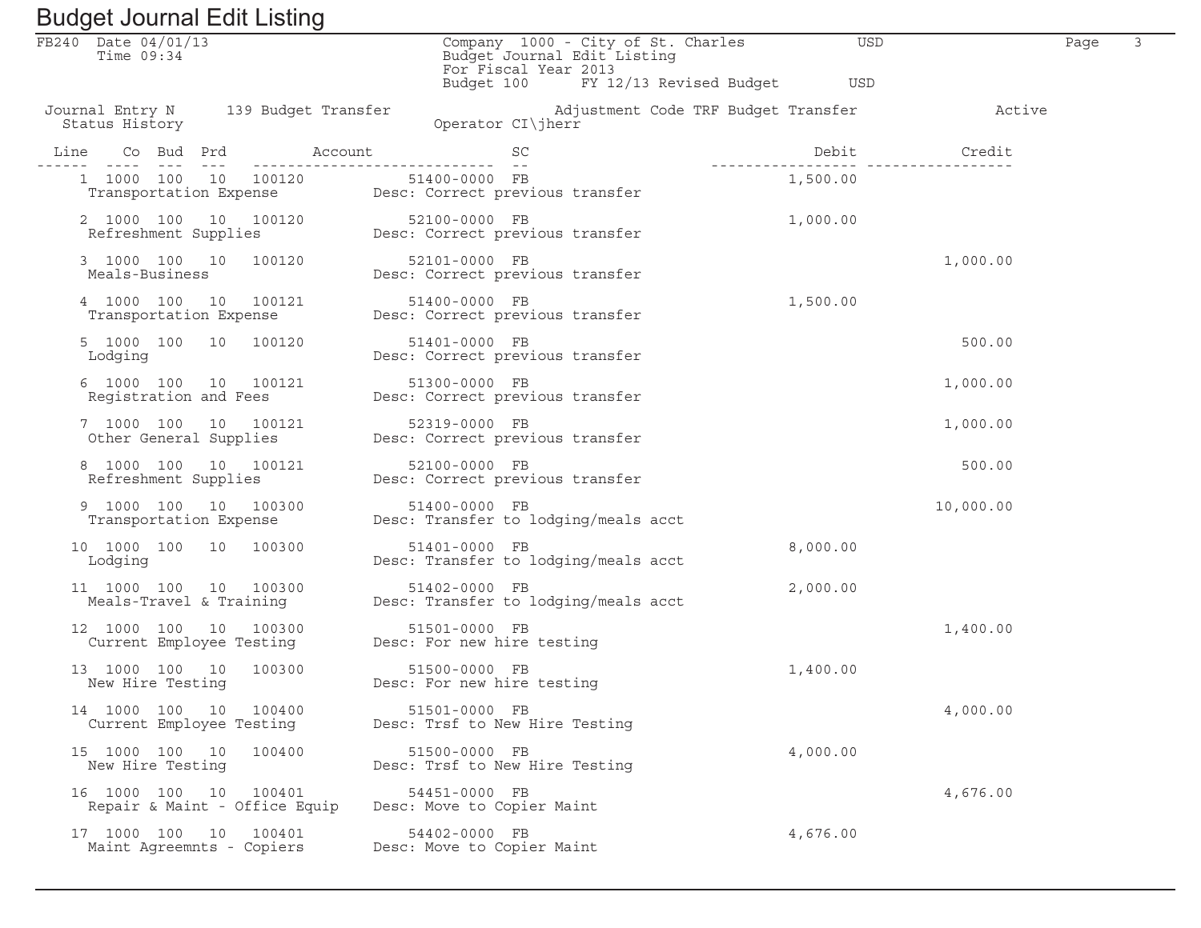# Budget Journal Edit Listing

FB240 Date 04/01/13
Time 09:34

Company 1000 - City of St. Charles USD
Budget Journal Edit Listing
For Fiscal Year 2013
Budget 100 FY 12/13 Revised Budget USD

Journal Entry N 139 Budget Transfer — Adjustment Code TRF Budget Transfer — Active
Status History — Operator CI\jherr

| Line | Co | Bud | Prd | Account | | SC | Description | Debit | Credit |
|---|---|---|---|---|---|---|---|---|---|
| 1 | 1000 | 100 | 10 | 100120 | 51400-0000 | FB | | 1,500.00 | |
| | Transportation Expense | | | | | | Desc: Correct previous transfer | | |
| 2 | 1000 | 100 | 10 | 100120 | 52100-0000 | FB | | 1,000.00 | |
| | Refreshment Supplies | | | | | | Desc: Correct previous transfer | | |
| 3 | 1000 | 100 | 10 | 100120 | 52101-0000 | FB | | | 1,000.00 |
| | Meals-Business | | | | | | Desc: Correct previous transfer | | |
| 4 | 1000 | 100 | 10 | 100121 | 51400-0000 | FB | | 1,500.00 | |
| | Transportation Expense | | | | | | Desc: Correct previous transfer | | |
| 5 | 1000 | 100 | 10 | 100120 | 51401-0000 | FB | | | 500.00 |
| | Lodging | | | | | | Desc: Correct previous transfer | | |
| 6 | 1000 | 100 | 10 | 100121 | 51300-0000 | FB | | | 1,000.00 |
| | Registration and Fees | | | | | | Desc: Correct previous transfer | | |
| 7 | 1000 | 100 | 10 | 100121 | 52319-0000 | FB | | | 1,000.00 |
| | Other General Supplies | | | | | | Desc: Correct previous transfer | | |
| 8 | 1000 | 100 | 10 | 100121 | 52100-0000 | FB | | | 500.00 |
| | Refreshment Supplies | | | | | | Desc: Correct previous transfer | | |
| 9 | 1000 | 100 | 10 | 100300 | 51400-0000 | FB | | | 10,000.00 |
| | Transportation Expense | | | | | | Desc: Transfer to lodging/meals acct | | |
| 10 | 1000 | 100 | 10 | 100300 | 51401-0000 | FB | | 8,000.00 | |
| | Lodging | | | | | | Desc: Transfer to lodging/meals acct | | |
| 11 | 1000 | 100 | 10 | 100300 | 51402-0000 | FB | | 2,000.00 | |
| | Meals-Travel & Training | | | | | | Desc: Transfer to lodging/meals acct | | |
| 12 | 1000 | 100 | 10 | 100300 | 51501-0000 | FB | | | 1,400.00 |
| | Current Employee Testing | | | | | | Desc: For new hire testing | | |
| 13 | 1000 | 100 | 10 | 100300 | 51500-0000 | FB | | 1,400.00 | |
| | New Hire Testing | | | | | | Desc: For new hire testing | | |
| 14 | 1000 | 100 | 10 | 100400 | 51501-0000 | FB | | | 4,000.00 |
| | Current Employee Testing | | | | | | Desc: Trsf to New Hire Testing | | |
| 15 | 1000 | 100 | 10 | 100400 | 51500-0000 | FB | | 4,000.00 | |
| | New Hire Testing | | | | | | Desc: Trsf to New Hire Testing | | |
| 16 | 1000 | 100 | 10 | 100401 | 54451-0000 | FB | | | 4,676.00 |
| | Repair & Maint - Office Equip | | | | | | Desc: Move to Copier Maint | | |
| 17 | 1000 | 100 | 10 | 100401 | 54402-0000 | FB | | 4,676.00 | |
| | Maint Agreemnts - Copiers | | | | | | Desc: Move to Copier Maint | | |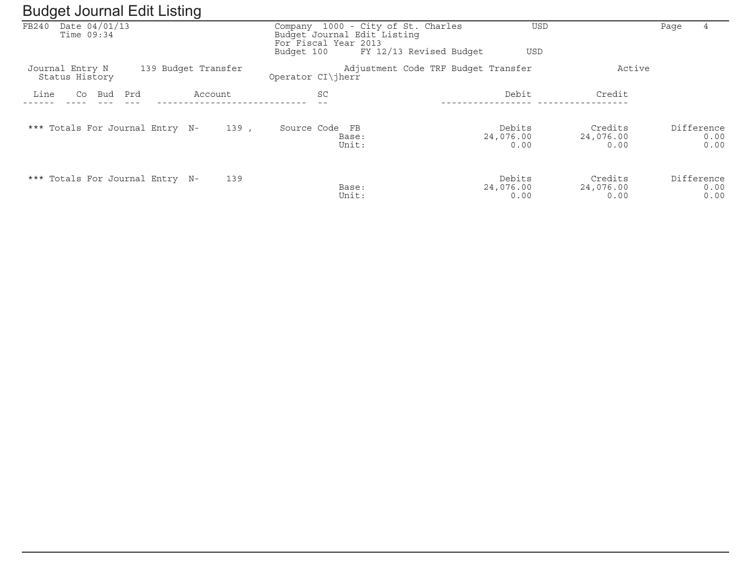# Budget Journal Edit Listing

FB240 Date 04/01/13
Time 09:34

Company 1000 - City of St. Charles USD
Budget Journal Edit Listing
For Fiscal Year 2013
Budget 100 FY 12/13 Revised Budget USD

Journal Entry N 139 Budget Transfer
Status History

Adjustment Code TRF Budget Transfer
Operator CI\jherr

Active

| Line | Co | Bud | Prd | Account | SC | Debit | Credit |
|---|---|---|---|---|---|---|---|

*** Totals For Journal Entry N- 139 , Source Code FB

| | Debits | Credits | Difference |
|---|---|---|---|
| Base: | 24,076.00 | 24,076.00 | 0.00 |
| Unit: | 0.00 | 0.00 | 0.00 |

*** Totals For Journal Entry N- 139

| | Debits | Credits | Difference |
|---|---|---|---|
| Base: | 24,076.00 | 24,076.00 | 0.00 |
| Unit: | 0.00 | 0.00 | 0.00 |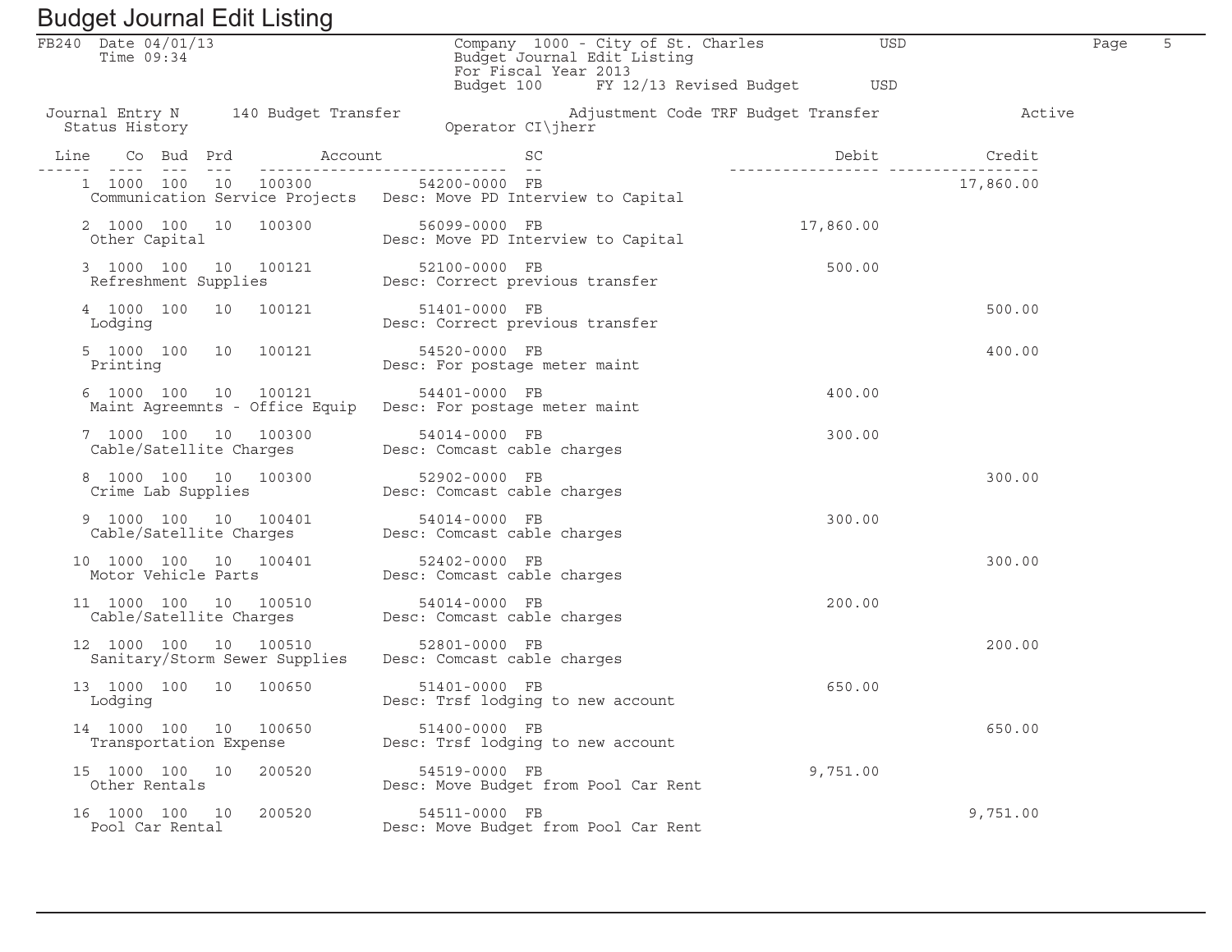# Budget Journal Edit Listing

FB240 Date 04/01/13
Time 09:34

Company 1000 - City of St. Charles USD
Budget Journal Edit Listing
For Fiscal Year 2013
Budget 100 FY 12/13 Revised Budget USD

Journal Entry N 140 Budget Transfer    Adjustment Code TRF Budget Transfer    Active
Status History    Operator CI\jherr

| Line | Co | Bud | Prd | Account | | SC | Description | Debit | Credit |
|---|---|---|---|---|---|---|---|---|---|
| 1 | 1000 | 100 | 10 | 100300 | 54200-0000 | FB | | | 17,860.00 |
| | Communication Service Projects | | | | | | Desc: Move PD Interview to Capital | | |
| 2 | 1000 | 100 | 10 | 100300 | 56099-0000 | FB | | 17,860.00 | |
| | Other Capital | | | | | | Desc: Move PD Interview to Capital | | |
| 3 | 1000 | 100 | 10 | 100121 | 52100-0000 | FB | | 500.00 | |
| | Refreshment Supplies | | | | | | Desc: Correct previous transfer | | |
| 4 | 1000 | 100 | 10 | 100121 | 51401-0000 | FB | | | 500.00 |
| | Lodging | | | | | | Desc: Correct previous transfer | | |
| 5 | 1000 | 100 | 10 | 100121 | 54520-0000 | FB | | | 400.00 |
| | Printing | | | | | | Desc: For postage meter maint | | |
| 6 | 1000 | 100 | 10 | 100121 | 54401-0000 | FB | | 400.00 | |
| | Maint Agreemnts - Office Equip | | | | | | Desc: For postage meter maint | | |
| 7 | 1000 | 100 | 10 | 100300 | 54014-0000 | FB | | 300.00 | |
| | Cable/Satellite Charges | | | | | | Desc: Comcast cable charges | | |
| 8 | 1000 | 100 | 10 | 100300 | 52902-0000 | FB | | | 300.00 |
| | Crime Lab Supplies | | | | | | Desc: Comcast cable charges | | |
| 9 | 1000 | 100 | 10 | 100401 | 54014-0000 | FB | | 300.00 | |
| | Cable/Satellite Charges | | | | | | Desc: Comcast cable charges | | |
| 10 | 1000 | 100 | 10 | 100401 | 52402-0000 | FB | | | 300.00 |
| | Motor Vehicle Parts | | | | | | Desc: Comcast cable charges | | |
| 11 | 1000 | 100 | 10 | 100510 | 54014-0000 | FB | | 200.00 | |
| | Cable/Satellite Charges | | | | | | Desc: Comcast cable charges | | |
| 12 | 1000 | 100 | 10 | 100510 | 52801-0000 | FB | | | 200.00 |
| | Sanitary/Storm Sewer Supplies | | | | | | Desc: Comcast cable charges | | |
| 13 | 1000 | 100 | 10 | 100650 | 51401-0000 | FB | | 650.00 | |
| | Lodging | | | | | | Desc: Trsf lodging to new account | | |
| 14 | 1000 | 100 | 10 | 100650 | 51400-0000 | FB | | | 650.00 |
| | Transportation Expense | | | | | | Desc: Trsf lodging to new account | | |
| 15 | 1000 | 100 | 10 | 200520 | 54519-0000 | FB | | 9,751.00 | |
| | Other Rentals | | | | | | Desc: Move Budget from Pool Car Rent | | |
| 16 | 1000 | 100 | 10 | 200520 | 54511-0000 | FB | | | 9,751.00 |
| | Pool Car Rental | | | | | | Desc: Move Budget from Pool Car Rent | | |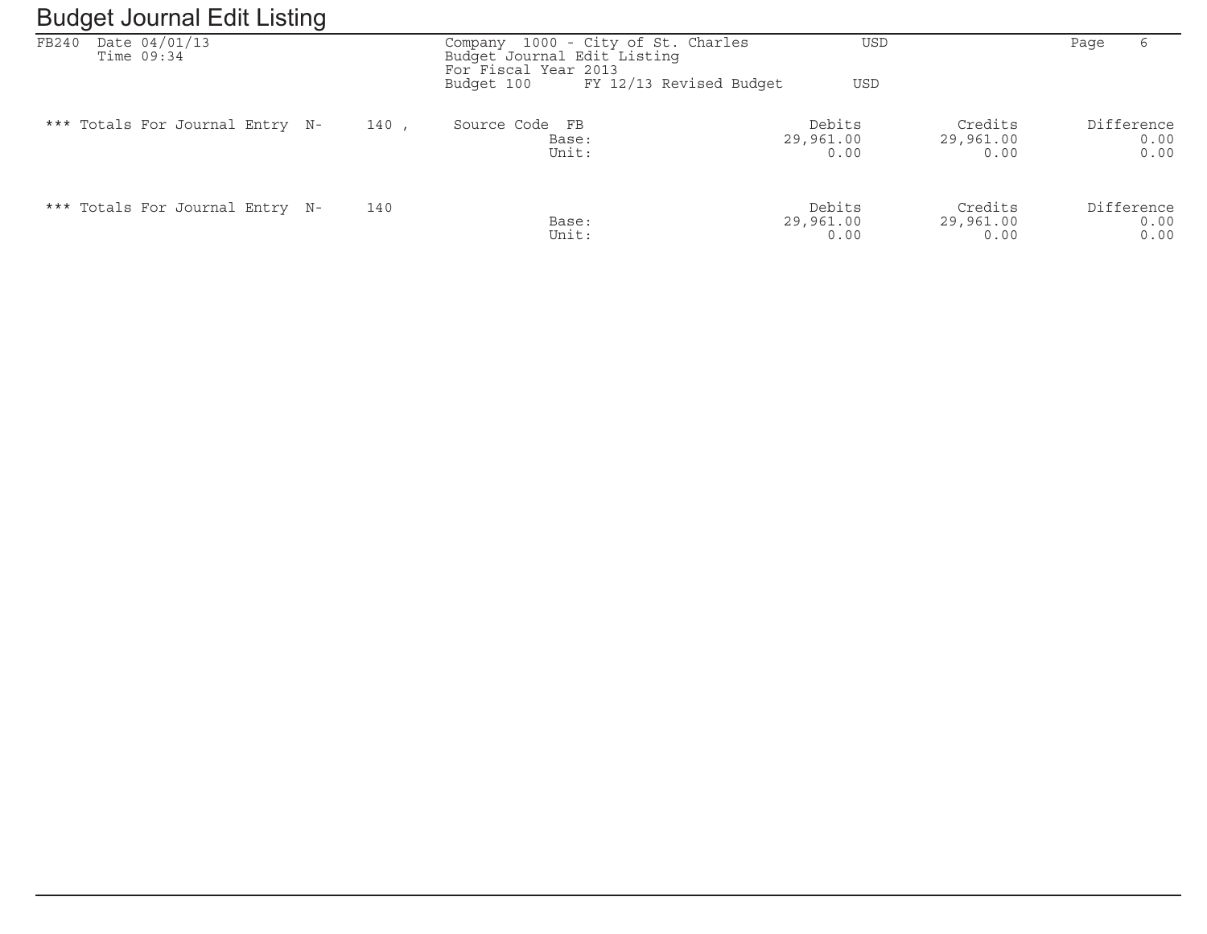# Budget Journal Edit Listing

FB240 Date 04/01/13
Time 09:34

Company 1000 - City of St. Charles USD
Budget Journal Edit Listing
For Fiscal Year 2013
Budget 100 FY 12/13 Revised Budget USD

| *** Totals For Journal Entry N- 140 , | Source Code FB | | Debits | Credits | Difference |
|---|---|---|---|---|---|
| | | Base: | 29,961.00 | 29,961.00 | 0.00 |
| | | Unit: | 0.00 | 0.00 | 0.00 |

| *** Totals For Journal Entry N- 140 | | Debits | Credits | Difference |
|---|---|---|---|---|
| | Base: | 29,961.00 | 29,961.00 | 0.00 |
| | Unit: | 0.00 | 0.00 | 0.00 |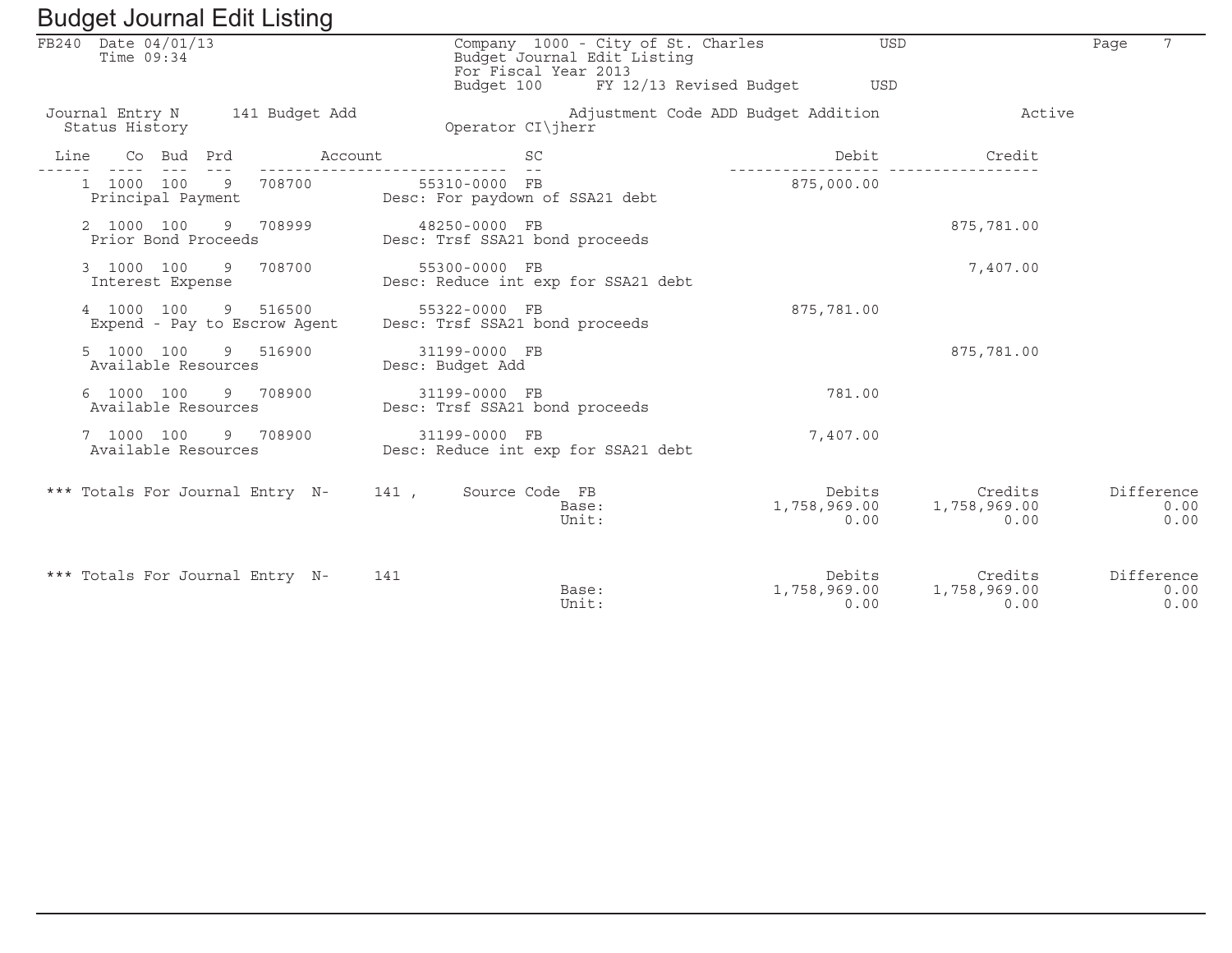# Budget Journal Edit Listing

FB240 Date 04/01/13
Time 09:34

Company 1000 - City of St. Charles USD
Budget Journal Edit Listing
For Fiscal Year 2013
Budget 100 FY 12/13 Revised Budget USD

Journal Entry N 141 Budget Add
Status History

Adjustment Code ADD Budget Addition
Operator CI\jherr

Active

| Line | Co | Bud | Prd | Account | | SC | Debit | Credit |
|---|---|---|---|---|---|---|---|---|
| 1 | 1000 | 100 | 9 | 708700 | 55310-0000 | FB | 875,000.00 | |
| | Principal Payment | | | | Desc: For paydown of SSA21 debt | | | |
| 2 | 1000 | 100 | 9 | 708999 | 48250-0000 | FB | | 875,781.00 |
| | Prior Bond Proceeds | | | | Desc: Trsf SSA21 bond proceeds | | | |
| 3 | 1000 | 100 | 9 | 708700 | 55300-0000 | FB | | 7,407.00 |
| | Interest Expense | | | | Desc: Reduce int exp for SSA21 debt | | | |
| 4 | 1000 | 100 | 9 | 516500 | 55322-0000 | FB | 875,781.00 | |
| | Expend - Pay to Escrow Agent | | | | Desc: Trsf SSA21 bond proceeds | | | |
| 5 | 1000 | 100 | 9 | 516900 | 31199-0000 | FB | | 875,781.00 |
| | Available Resources | | | | Desc: Budget Add | | | |
| 6 | 1000 | 100 | 9 | 708900 | 31199-0000 | FB | 781.00 | |
| | Available Resources | | | | Desc: Trsf SSA21 bond proceeds | | | |
| 7 | 1000 | 100 | 9 | 708900 | 31199-0000 | FB | 7,407.00 | |
| | Available Resources | | | | Desc: Reduce int exp for SSA21 debt | | | |

| *** Totals For Journal Entry N- 141 , Source Code FB | | Debits | Credits | Difference |
|---|---|---|---|---|
| | Base: | 1,758,969.00 | 1,758,969.00 | 0.00 |
| | Unit: | 0.00 | 0.00 | 0.00 |

| *** Totals For Journal Entry N- 141 | | Debits | Credits | Difference |
|---|---|---|---|---|
| | Base: | 1,758,969.00 | 1,758,969.00 | 0.00 |
| | Unit: | 0.00 | 0.00 | 0.00 |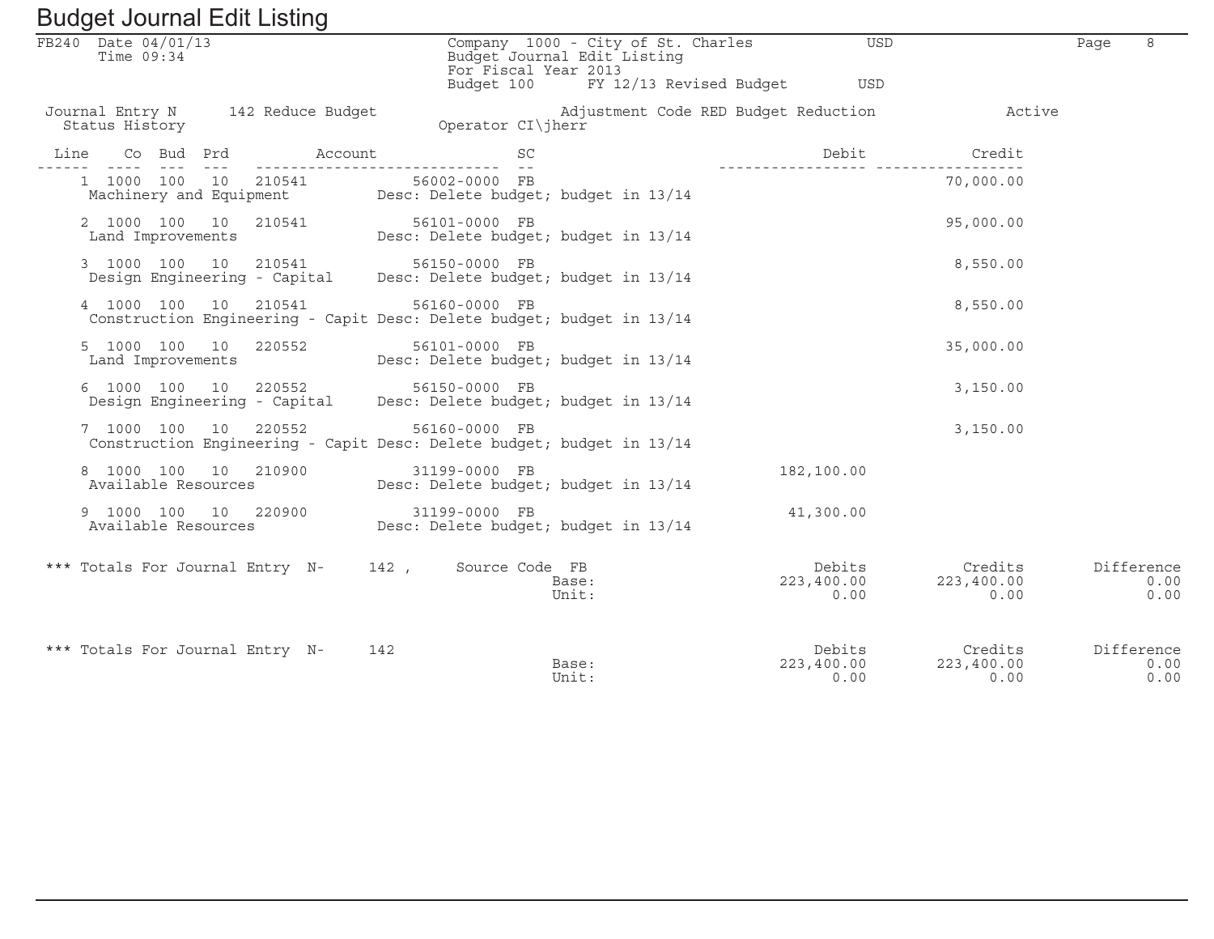# Budget Journal Edit Listing

FB240 Date 04/01/13
Time 09:34

Company 1000 - City of St. Charles USD
Budget Journal Edit Listing
For Fiscal Year 2013
Budget 100 FY 12/13 Revised Budget USD

Journal Entry N 142 Reduce Budget
Status History

Adjustment Code RED Budget Reduction
Operator CI\jherr

Active

| Line | Co | Bud | Prd | Account | | SC | Description | Debit | Credit |
|---|---|---|---|---|---|---|---|---|---|
| 1 | 1000 | 100 | 10 | 210541 | 56002-0000 | FB | | | 70,000.00 |
| | Machinery and Equipment | | | | | | Desc: Delete budget; budget in 13/14 | | |
| 2 | 1000 | 100 | 10 | 210541 | 56101-0000 | FB | | | 95,000.00 |
| | Land Improvements | | | | | | Desc: Delete budget; budget in 13/14 | | |
| 3 | 1000 | 100 | 10 | 210541 | 56150-0000 | FB | | | 8,550.00 |
| | Design Engineering - Capital | | | | | | Desc: Delete budget; budget in 13/14 | | |
| 4 | 1000 | 100 | 10 | 210541 | 56160-0000 | FB | | | 8,550.00 |
| | Construction Engineering - Capit | | | | | | Desc: Delete budget; budget in 13/14 | | |
| 5 | 1000 | 100 | 10 | 220552 | 56101-0000 | FB | | | 35,000.00 |
| | Land Improvements | | | | | | Desc: Delete budget; budget in 13/14 | | |
| 6 | 1000 | 100 | 10 | 220552 | 56150-0000 | FB | | | 3,150.00 |
| | Design Engineering - Capital | | | | | | Desc: Delete budget; budget in 13/14 | | |
| 7 | 1000 | 100 | 10 | 220552 | 56160-0000 | FB | | | 3,150.00 |
| | Construction Engineering - Capit | | | | | | Desc: Delete budget; budget in 13/14 | | |
| 8 | 1000 | 100 | 10 | 210900 | 31199-0000 | FB | | 182,100.00 | |
| | Available Resources | | | | | | Desc: Delete budget; budget in 13/14 | | |
| 9 | 1000 | 100 | 10 | 220900 | 31199-0000 | FB | | 41,300.00 | |
| | Available Resources | | | | | | Desc: Delete budget; budget in 13/14 | | |

*** Totals For Journal Entry N- 142 , Source Code FB

| | Debits | Credits | Difference |
|---|---|---|---|
| Base: | 223,400.00 | 223,400.00 | 0.00 |
| Unit: | 0.00 | 0.00 | 0.00 |

*** Totals For Journal Entry N- 142

| | Debits | Credits | Difference |
|---|---|---|---|
| Base: | 223,400.00 | 223,400.00 | 0.00 |
| Unit: | 0.00 | 0.00 | 0.00 |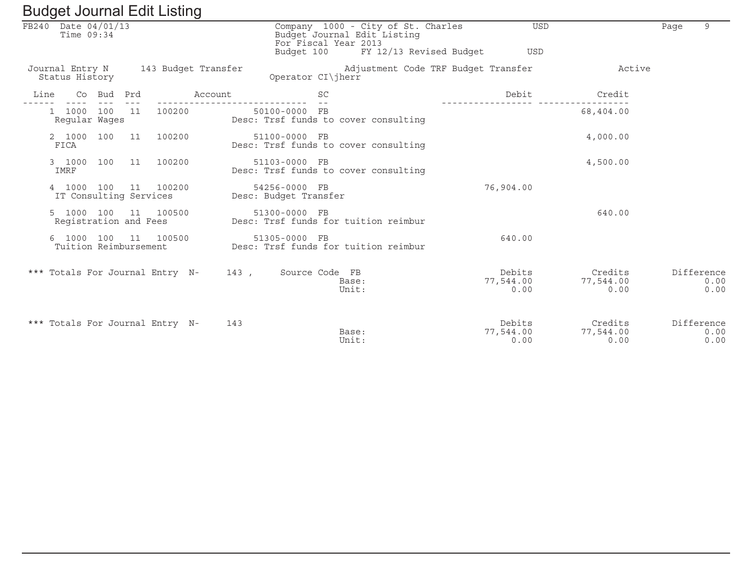# Budget Journal Edit Listing

FB240 Date 04/01/13
Time 09:34

Company 1000 - City of St. Charles USD
Budget Journal Edit Listing
For Fiscal Year 2013
Budget 100 FY 12/13 Revised Budget USD

Journal Entry N 143 Budget Transfer — Adjustment Code TRF Budget Transfer — Active
Status History — Operator CI\jherr

| Line | Co | Bud | Prd | Account | | SC | Description | Debit | Credit |
|---|---|---|---|---|---|---|---|---|---|
| 1 | 1000 | 100 | 11 | 100200 | 50100-0000 | FB | Desc: Trsf funds to cover consulting | | 68,404.00 |
| | Regular Wages | | | | | | | | |
| 2 | 1000 | 100 | 11 | 100200 | 51100-0000 | FB | Desc: Trsf funds to cover consulting | | 4,000.00 |
| | FICA | | | | | | | | |
| 3 | 1000 | 100 | 11 | 100200 | 51103-0000 | FB | Desc: Trsf funds to cover consulting | | 4,500.00 |
| | IMRF | | | | | | | | |
| 4 | 1000 | 100 | 11 | 100200 | 54256-0000 | FB | Desc: Budget Transfer | 76,904.00 | |
| | IT Consulting Services | | | | | | | | |
| 5 | 1000 | 100 | 11 | 100500 | 51300-0000 | FB | Desc: Trsf funds for tuition reimbur | | 640.00 |
| | Registration and Fees | | | | | | | | |
| 6 | 1000 | 100 | 11 | 100500 | 51305-0000 | FB | Desc: Trsf funds for tuition reimbur | 640.00 | |
| | Tuition Reimbursement | | | | | | | | |

*** Totals For Journal Entry N- 143 , Source Code FB

| | Debits | Credits | Difference |
|---|---|---|---|
| Base: | 77,544.00 | 77,544.00 | 0.00 |
| Unit: | 0.00 | 0.00 | 0.00 |

*** Totals For Journal Entry N- 143

| | Debits | Credits | Difference |
|---|---|---|---|
| Base: | 77,544.00 | 77,544.00 | 0.00 |
| Unit: | 0.00 | 0.00 | 0.00 |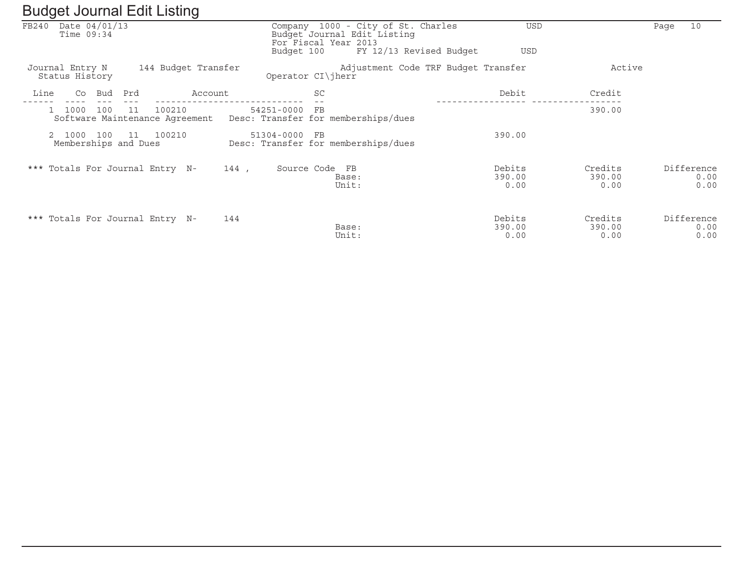# Budget Journal Edit Listing

FB240 Date 04/01/13
Time 09:34

Company 1000 - City of St. Charles USD
Budget Journal Edit Listing
For Fiscal Year 2013
Budget 100 FY 12/13 Revised Budget USD

Journal Entry N 144 Budget Transfer Adjustment Code TRF Budget Transfer Active
Status History Operator CI\jherr

| Line | Co | Bud | Prd | Account | | SC | Debit | Credit |
|---|---|---|---|---|---|---|---|---|
| 1 | 1000 | 100 | 11 | 100210 | 54251-0000 | FB | | 390.00 |
| | Software Maintenance Agreement | | | | Desc: Transfer for memberships/dues | | | |
| 2 | 1000 | 100 | 11 | 100210 | 51304-0000 | FB | 390.00 | |
| | Memberships and Dues | | | | Desc: Transfer for memberships/dues | | | |

*** Totals For Journal Entry N- 144 , Source Code FB

| | Debits | Credits | Difference |
|---|---|---|---|
| Base: | 390.00 | 390.00 | 0.00 |
| Unit: | 0.00 | 0.00 | 0.00 |

*** Totals For Journal Entry N- 144

| | Debits | Credits | Difference |
|---|---|---|---|
| Base: | 390.00 | 390.00 | 0.00 |
| Unit: | 0.00 | 0.00 | 0.00 |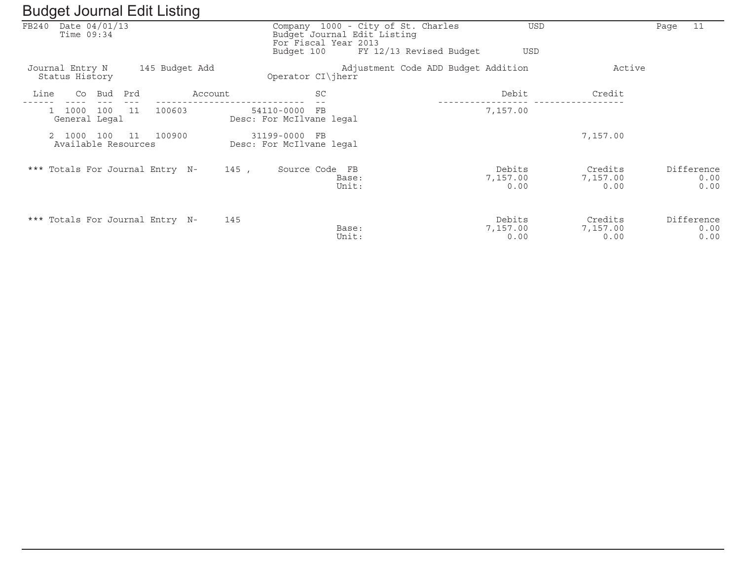# Budget Journal Edit Listing

FB240 Date 04/01/13
Time 09:34

Company 1000 - City of St. Charles USD
Budget Journal Edit Listing
For Fiscal Year 2013
Budget 100 FY 12/13 Revised Budget USD

Journal Entry N 145 Budget Add
Status History

Adjustment Code ADD Budget Addition Active
Operator CI\jherr

| Line | Co | Bud | Prd | Account | SC | Debit | Credit |
|---|---|---|---|---|---|---|---|
| 1 | 1000 | 100 | 11 | 100603 54110-0000 | FB | 7,157.00 | |
| | General Legal | | | Desc: For McIlvane legal | | | |
| 2 | 1000 | 100 | 11 | 100900 31199-0000 | FB | | 7,157.00 |
| | Available Resources | | | Desc: For McIlvane legal | | | |

*** Totals For Journal Entry N- 145 , Source Code FB

| | Debits | Credits | Difference |
|---|---|---|---|
| Base: | 7,157.00 | 7,157.00 | 0.00 |
| Unit: | 0.00 | 0.00 | 0.00 |

*** Totals For Journal Entry N- 145

| | Debits | Credits | Difference |
|---|---|---|---|
| Base: | 7,157.00 | 7,157.00 | 0.00 |
| Unit: | 0.00 | 0.00 | 0.00 |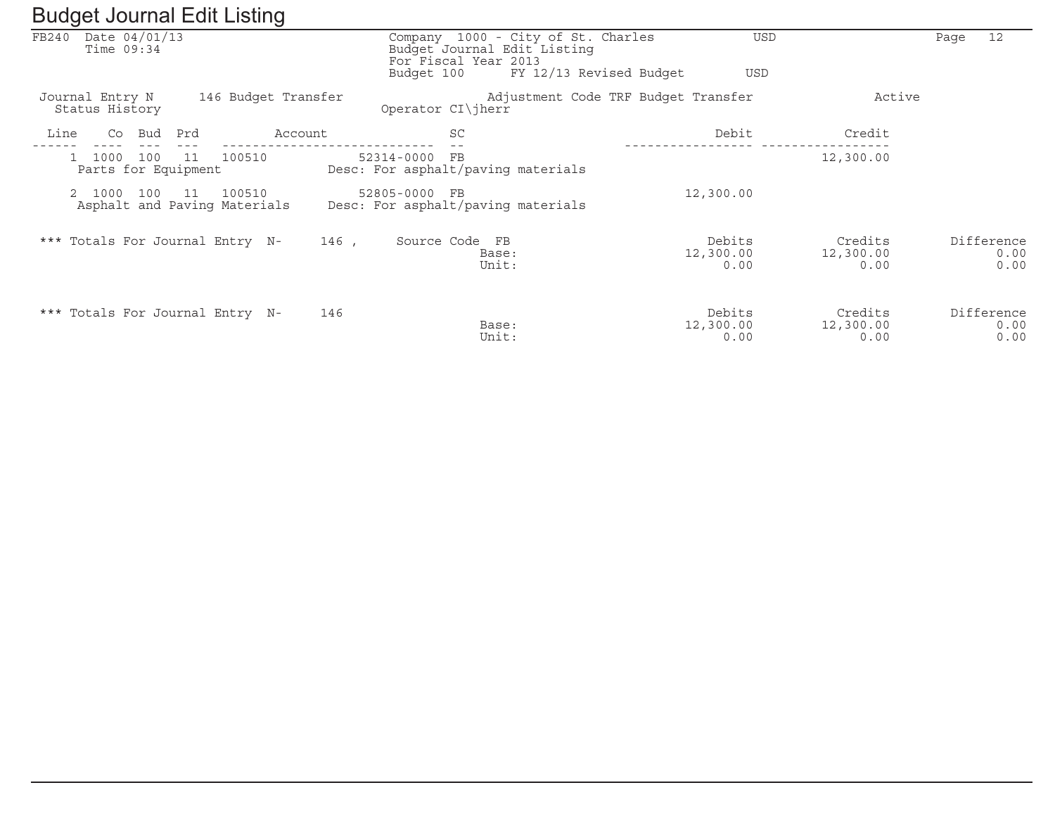# Budget Journal Edit Listing

FB240 Date 04/01/13
Time 09:34

Company 1000 - City of St. Charles USD
Budget Journal Edit Listing
For Fiscal Year 2013
Budget 100 FY 12/13 Revised Budget USD

Journal Entry N 146 Budget Transfer Adjustment Code TRF Budget Transfer Active
Status History Operator CI\jherr

| Line | Co | Bud | Prd | Account | SC | Debit | Credit |
|---|---|---|---|---|---|---|---|
| 1 | 1000 | 100 | 11 | 100510 52314-0000 | FB | | 12,300.00 |
| | Parts for Equipment | | | Desc: For asphalt/paving materials | | | |
| 2 | 1000 | 100 | 11 | 100510 52805-0000 | FB | 12,300.00 | |
| | Asphalt and Paving Materials | | | Desc: For asphalt/paving materials | | | |

*** Totals For Journal Entry N- 146 , Source Code FB

| | Debits | Credits | Difference |
|---|---|---|---|
| Base: | 12,300.00 | 12,300.00 | 0.00 |
| Unit: | 0.00 | 0.00 | 0.00 |

*** Totals For Journal Entry N- 146

| | Debits | Credits | Difference |
|---|---|---|---|
| Base: | 12,300.00 | 12,300.00 | 0.00 |
| Unit: | 0.00 | 0.00 | 0.00 |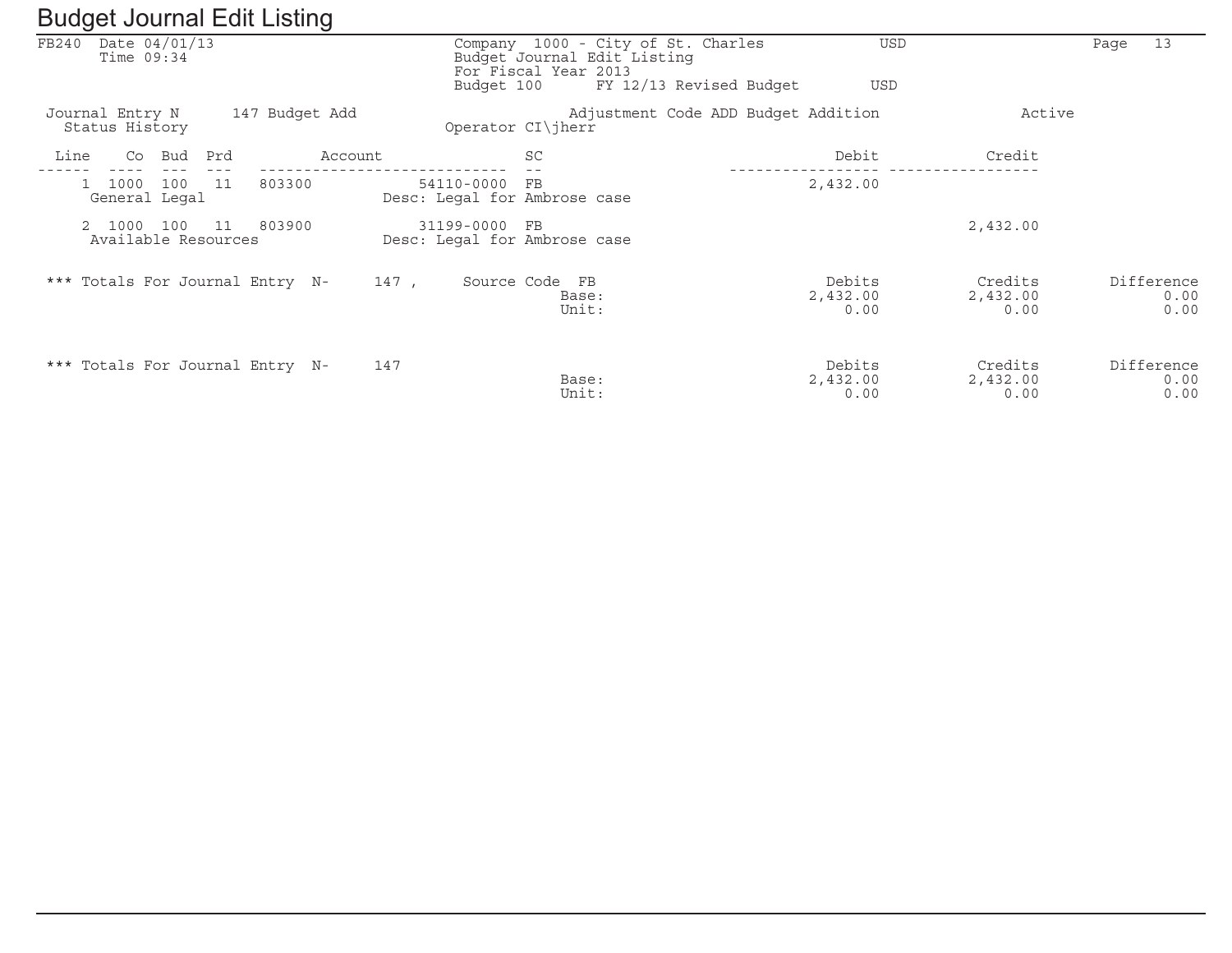# Budget Journal Edit Listing

FB240 Date 04/01/13
Time 09:34

Company 1000 - City of St. Charles USD
Budget Journal Edit Listing
For Fiscal Year 2013
Budget 100 FY 12/13 Revised Budget USD

Journal Entry N 147 Budget Add Adjustment Code ADD Budget Addition Active
Status History Operator CI\jherr

| Line | Co | Bud | Prd | Account | | SC | Debit | Credit |
|---|---|---|---|---|---|---|---|---|
| 1 | 1000 | 100 | 11 | 803300 | 54110-0000 | FB | 2,432.00 | |
| | General Legal | | | | Desc: Legal for Ambrose case | | | |
| 2 | 1000 | 100 | 11 | 803900 | 31199-0000 | FB | | 2,432.00 |
| | Available Resources | | | | Desc: Legal for Ambrose case | | | |

| *** Totals For Journal Entry N- 147 , Source Code FB | | Debits | Credits | Difference |
|---|---|---|---|---|
| | Base: | 2,432.00 | 2,432.00 | 0.00 |
| | Unit: | 0.00 | 0.00 | 0.00 |

| *** Totals For Journal Entry N- 147 | | Debits | Credits | Difference |
|---|---|---|---|---|
| | Base: | 2,432.00 | 2,432.00 | 0.00 |
| | Unit: | 0.00 | 0.00 | 0.00 |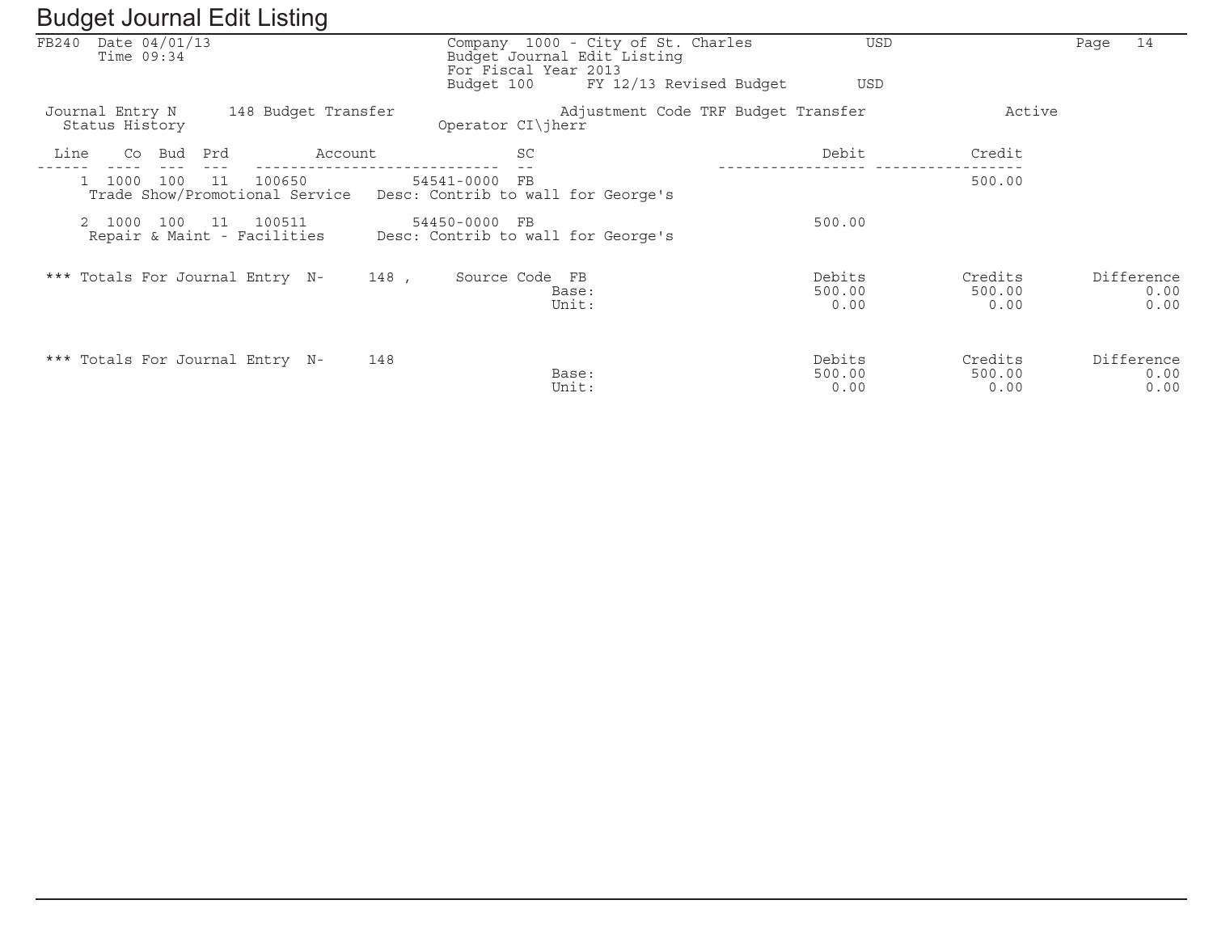# Budget Journal Edit Listing

FB240 Date 04/01/13
Time 09:34

Company 1000 - City of St. Charles USD
Budget Journal Edit Listing
For Fiscal Year 2013
Budget 100 FY 12/13 Revised Budget USD

Journal Entry N 148 Budget Transfer Adjustment Code TRF Budget Transfer Active
Status History Operator CI\jherr

| Line | Co | Bud | Prd | Account | | SC | Debit | Credit |
|---|---|---|---|---|---|---|---|---|
| 1 | 1000 | 100 | 11 | 100650 | 54541-0000 | FB | | 500.00 |
| | Trade Show/Promotional Service | | | Desc: Contrib to wall for George's | | | | |
| 2 | 1000 | 100 | 11 | 100511 | 54450-0000 | FB | 500.00 | |
| | Repair & Maint - Facilities | | | Desc: Contrib to wall for George's | | | | |

*** Totals For Journal Entry N- 148 , Source Code FB

| | Debits | Credits | Difference |
|---|---|---|---|
| Base: | 500.00 | 500.00 | 0.00 |
| Unit: | 0.00 | 0.00 | 0.00 |

*** Totals For Journal Entry N- 148

| | Debits | Credits | Difference |
|---|---|---|---|
| Base: | 500.00 | 500.00 | 0.00 |
| Unit: | 0.00 | 0.00 | 0.00 |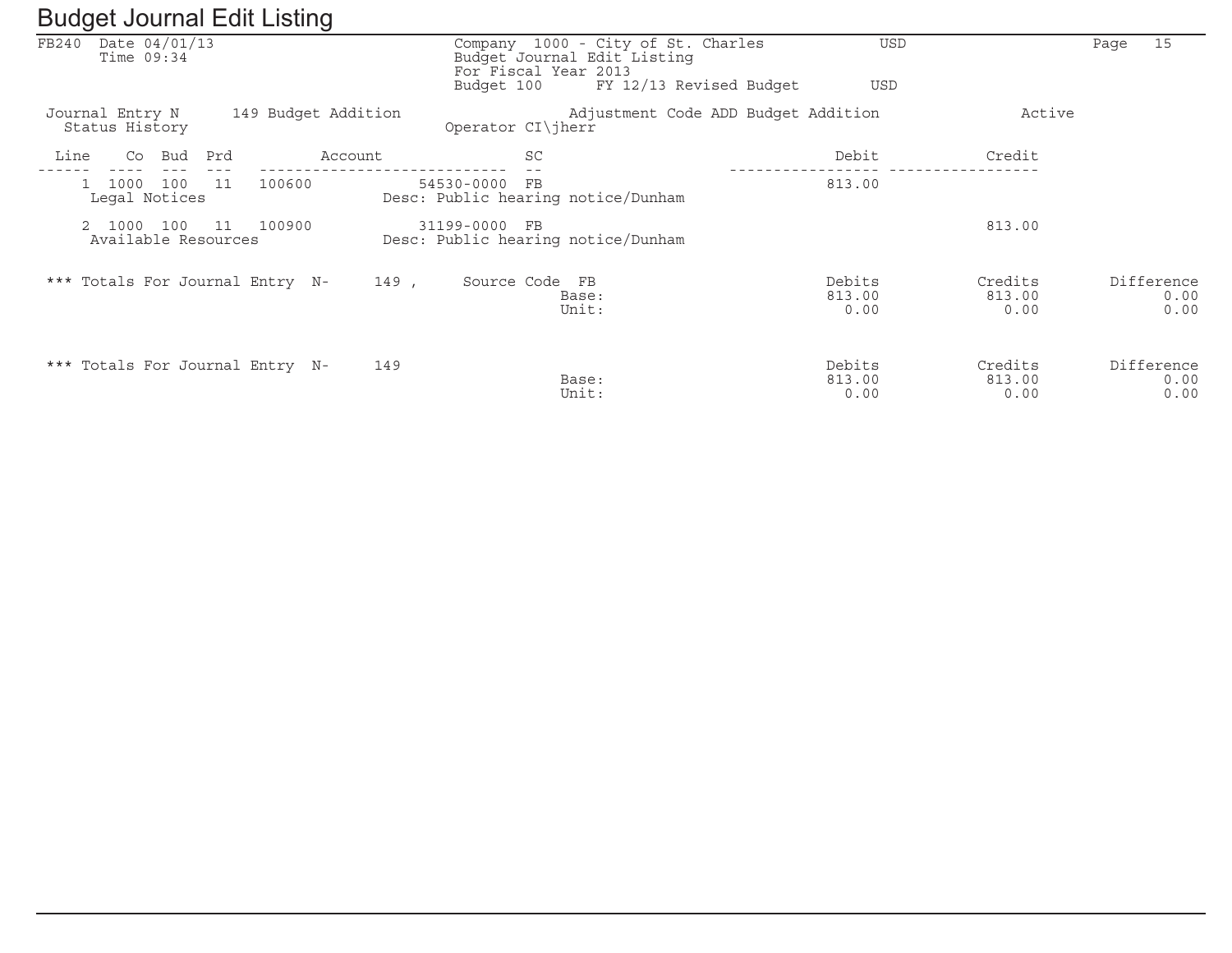# Budget Journal Edit Listing

FB240 Date 04/01/13
Time 09:34

Company 1000 - City of St. Charles USD
Budget Journal Edit Listing
For Fiscal Year 2013
Budget 100 FY 12/13 Revised Budget USD

Journal Entry N 149 Budget Addition Adjustment Code ADD Budget Addition Active
Status History Operator CI\jherr

| Line | Co | Bud | Prd | Account | | SC | | Debit | Credit |
|---|---|---|---|---|---|---|---|---|---|
| 1 | 1000 | 100 | 11 | 100600 | 54530-0000 | FB | | 813.00 | |
| | Legal Notices | | | | Desc: Public hearing notice/Dunham | | | | |
| 2 | 1000 | 100 | 11 | 100900 | 31199-0000 | FB | | | 813.00 |
| | Available Resources | | | | Desc: Public hearing notice/Dunham | | | | |

| *** Totals For Journal Entry N- 149 , Source Code FB | | Debits | Credits | Difference |
|---|---|---|---|---|
| | Base: | 813.00 | 813.00 | 0.00 |
| | Unit: | 0.00 | 0.00 | 0.00 |

| *** Totals For Journal Entry N- 149 | | Debits | Credits | Difference |
|---|---|---|---|---|
| | Base: | 813.00 | 813.00 | 0.00 |
| | Unit: | 0.00 | 0.00 | 0.00 |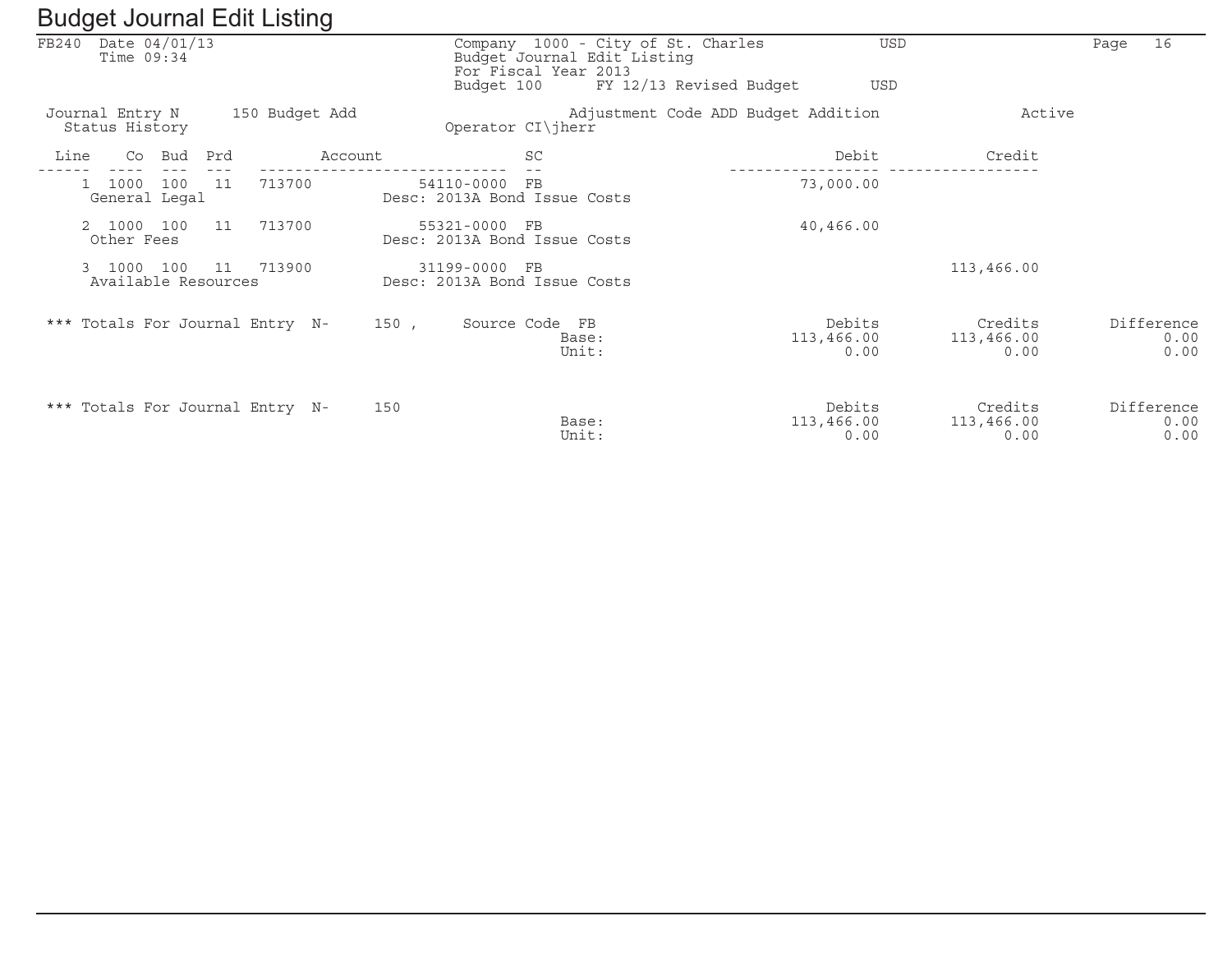# Budget Journal Edit Listing

FB240 Date 04/01/13
Time 09:34

Company 1000 - City of St. Charles USD
Budget Journal Edit Listing
For Fiscal Year 2013
Budget 100 FY 12/13 Revised Budget USD

Page 16

Journal Entry N 150 Budget Add    Adjustment Code ADD Budget Addition    Active
Status History    Operator CI\jherr

| Line | Co | Bud | Prd | Account | | SC | | Debit | Credit |
|---|---|---|---|---|---|---|---|---|---|
| 1 | 1000 | 100 | 11 | 713700 | 54110-0000 | FB | | 73,000.00 | |
| | General Legal | | | | | | Desc: 2013A Bond Issue Costs | | |
| 2 | 1000 | 100 | 11 | 713700 | 55321-0000 | FB | | 40,466.00 | |
| | Other Fees | | | | | | Desc: 2013A Bond Issue Costs | | |
| 3 | 1000 | 100 | 11 | 713900 | 31199-0000 | FB | | | 113,466.00 |
| | Available Resources | | | | | | Desc: 2013A Bond Issue Costs | | |

| *** Totals For Journal Entry N- 150 , Source Code FB | | Debits | Credits | Difference |
|---|---|---|---|---|
| | Base: | 113,466.00 | 113,466.00 | 0.00 |
| | Unit: | 0.00 | 0.00 | 0.00 |

| *** Totals For Journal Entry N- 150 | | Debits | Credits | Difference |
|---|---|---|---|---|
| | Base: | 113,466.00 | 113,466.00 | 0.00 |
| | Unit: | 0.00 | 0.00 | 0.00 |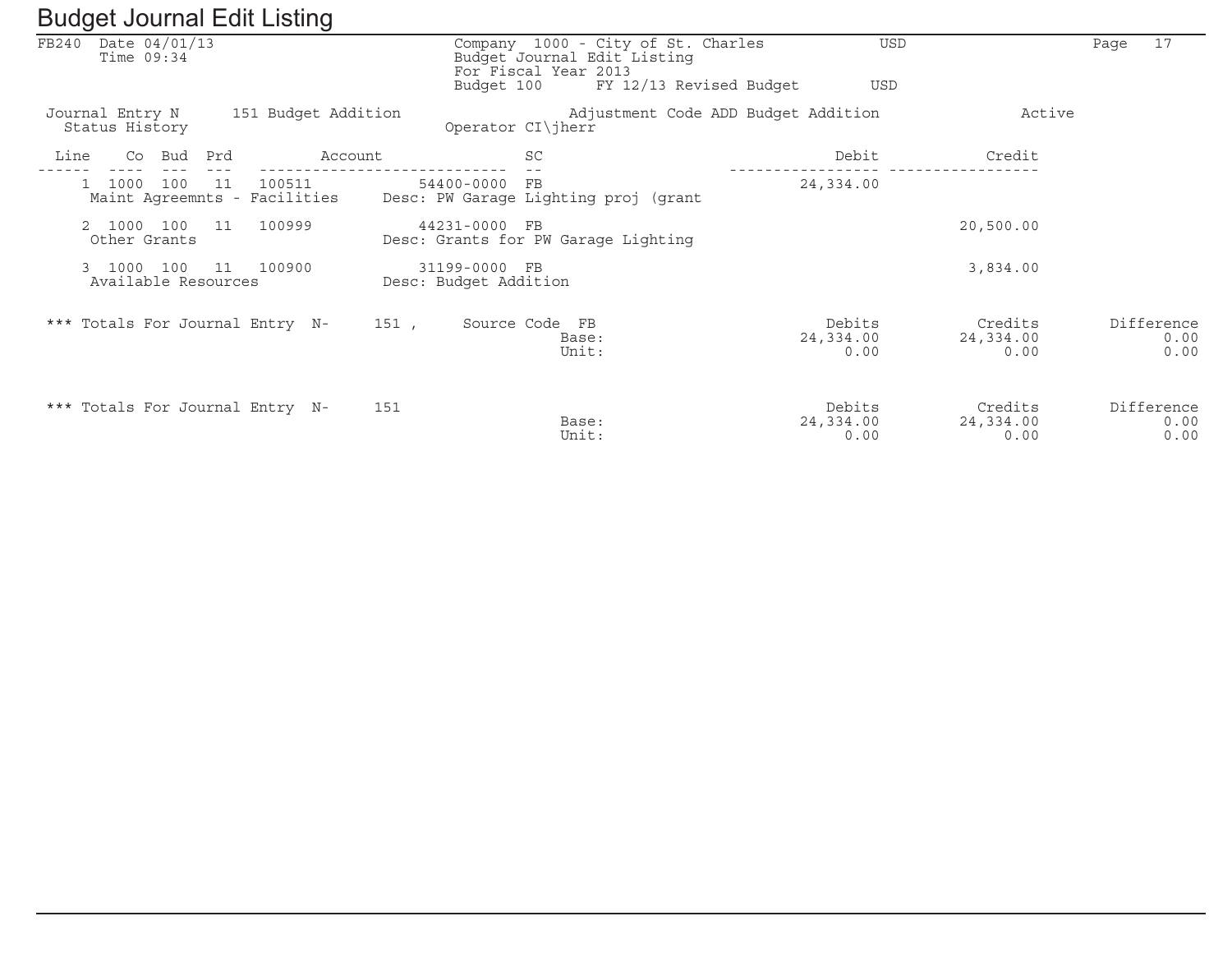# Budget Journal Edit Listing

FB240 Date 04/01/13
Time 09:34

Company 1000 - City of St. Charles USD
Budget Journal Edit Listing
For Fiscal Year 2013
Budget 100 FY 12/13 Revised Budget USD

Journal Entry N 151 Budget Addition
Status History

Adjustment Code ADD Budget Addition
Operator CI\jherr

Active

| Line | Co | Bud | Prd | Account | | SC | | Debit | Credit |
|---|---|---|---|---|---|---|---|---|---|
| 1 | 1000 | 100 | 11 | 100511 | 54400-0000 | FB | | 24,334.00 | |
| | Maint Agreemnts - Facilities | | | | | | Desc: PW Garage Lighting proj (grant | | |
| 2 | 1000 | 100 | 11 | 100999 | 44231-0000 | FB | | | 20,500.00 |
| | Other Grants | | | | | | Desc: Grants for PW Garage Lighting | | |
| 3 | 1000 | 100 | 11 | 100900 | 31199-0000 | FB | | | 3,834.00 |
| | Available Resources | | | | | | Desc: Budget Addition | | |

| *** Totals For Journal Entry N- 151 , Source Code FB | | Debits | Credits | Difference |
|---|---|---|---|---|
| | Base: | 24,334.00 | 24,334.00 | 0.00 |
| | Unit: | 0.00 | 0.00 | 0.00 |

| *** Totals For Journal Entry N- 151 | | Debits | Credits | Difference |
|---|---|---|---|---|
| | Base: | 24,334.00 | 24,334.00 | 0.00 |
| | Unit: | 0.00 | 0.00 | 0.00 |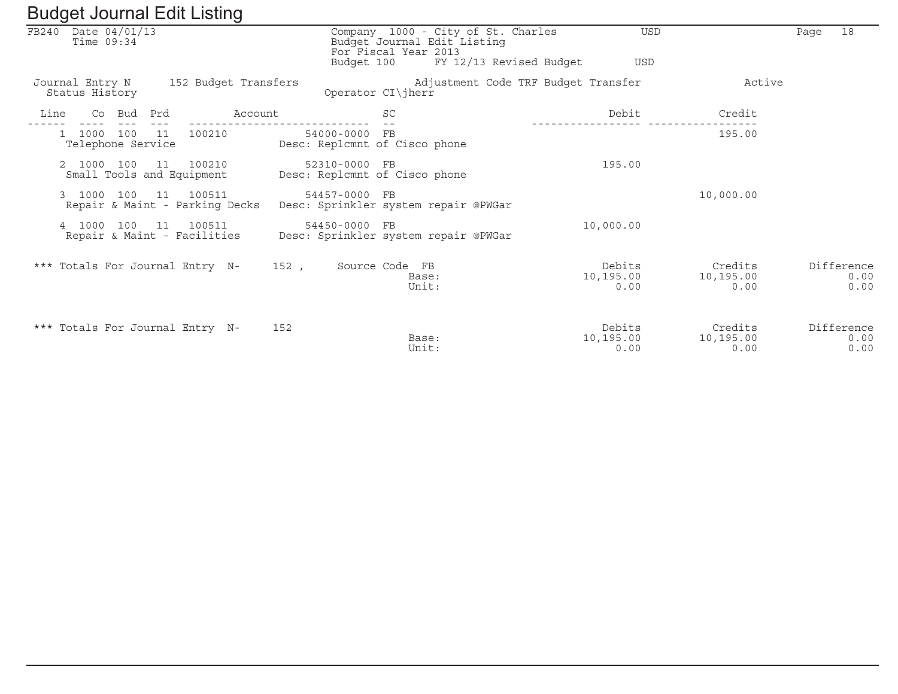# Budget Journal Edit Listing

FB240 Date 04/01/13
Time 09:34

Company 1000 - City of St. Charles USD
Budget Journal Edit Listing
For Fiscal Year 2013
Budget 100 FY 12/13 Revised Budget USD

Journal Entry N 152 Budget Transfers Adjustment Code TRF Budget Transfer Active
Status History Operator CI\jherr

| Line | Co | Bud | Prd | Account | | SC | Debit | Credit |
|---|---|---|---|---|---|---|---|---|
| 1 | 1000 | 100 | 11 | 100210 | 54000-0000 | FB | | 195.00 |
| | Telephone Service | | | | Desc: Replcmnt of Cisco phone | | | |
| 2 | 1000 | 100 | 11 | 100210 | 52310-0000 | FB | 195.00 | |
| | Small Tools and Equipment | | | | Desc: Replcmnt of Cisco phone | | | |
| 3 | 1000 | 100 | 11 | 100511 | 54457-0000 | FB | | 10,000.00 |
| | Repair & Maint - Parking Decks | | | | Desc: Sprinkler system repair @PWGar | | | |
| 4 | 1000 | 100 | 11 | 100511 | 54450-0000 | FB | 10,000.00 | |
| | Repair & Maint - Facilities | | | | Desc: Sprinkler system repair @PWGar | | | |

| *** Totals For Journal Entry N- 152 , Source Code FB | | Debits | Credits | Difference |
|---|---|---|---|---|
| | Base: | 10,195.00 | 10,195.00 | 0.00 |
| | Unit: | 0.00 | 0.00 | 0.00 |

| *** Totals For Journal Entry N- 152 | | Debits | Credits | Difference |
|---|---|---|---|---|
| | Base: | 10,195.00 | 10,195.00 | 0.00 |
| | Unit: | 0.00 | 0.00 | 0.00 |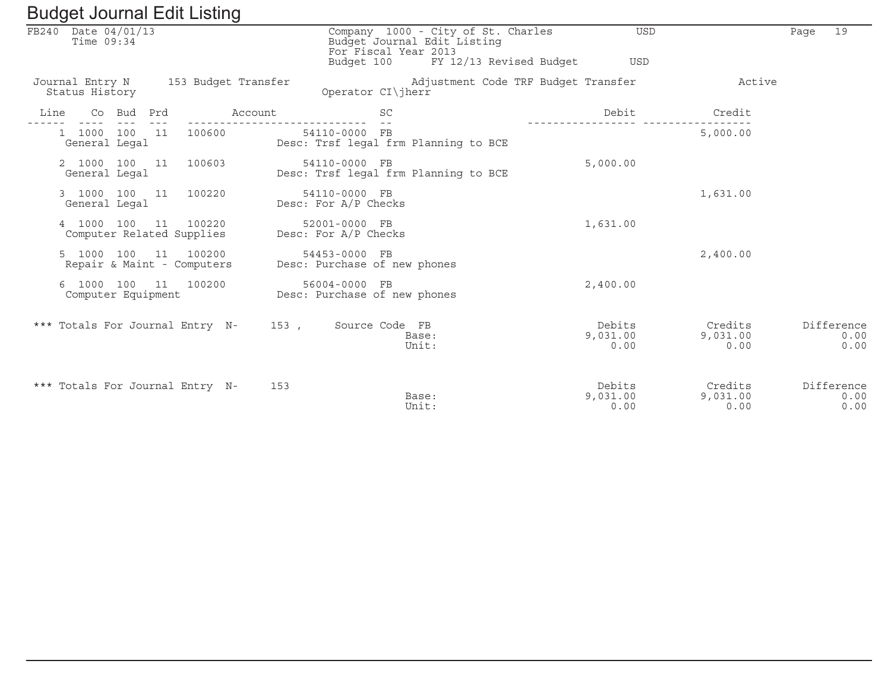# Budget Journal Edit Listing

FB240 Date 04/01/13
Time 09:34

Company 1000 - City of St. Charles USD
Budget Journal Edit Listing
For Fiscal Year 2013
Budget 100 FY 12/13 Revised Budget USD

Journal Entry N 153 Budget Transfer — Adjustment Code TRF Budget Transfer — Active
Status History — Operator CI\jherr

| Line | Co | Bud | Prd | Account | | SC | Description | Debit | Credit |
|---|---|---|---|---|---|---|---|---|---|
| 1 | 1000 | 100 | 11 | 100600 | 54110-0000 | FB | Desc: Trsf legal frm Planning to BCE | | 5,000.00 |
| | General Legal | | | | | | | | |
| 2 | 1000 | 100 | 11 | 100603 | 54110-0000 | FB | Desc: Trsf legal frm Planning to BCE | 5,000.00 | |
| | General Legal | | | | | | | | |
| 3 | 1000 | 100 | 11 | 100220 | 54110-0000 | FB | Desc: For A/P Checks | | 1,631.00 |
| | General Legal | | | | | | | | |
| 4 | 1000 | 100 | 11 | 100220 | 52001-0000 | FB | Desc: For A/P Checks | 1,631.00 | |
| | Computer Related Supplies | | | | | | | | |
| 5 | 1000 | 100 | 11 | 100200 | 54453-0000 | FB | Desc: Purchase of new phones | | 2,400.00 |
| | Repair & Maint - Computers | | | | | | | | |
| 6 | 1000 | 100 | 11 | 100200 | 56004-0000 | FB | Desc: Purchase of new phones | 2,400.00 | |
| | Computer Equipment | | | | | | | | |

*** Totals For Journal Entry N- 153 , Source Code FB

| | Debits | Credits | Difference |
|---|---|---|---|
| Base: | 9,031.00 | 9,031.00 | 0.00 |
| Unit: | 0.00 | 0.00 | 0.00 |

*** Totals For Journal Entry N- 153

| | Debits | Credits | Difference |
|---|---|---|---|
| Base: | 9,031.00 | 9,031.00 | 0.00 |
| Unit: | 0.00 | 0.00 | 0.00 |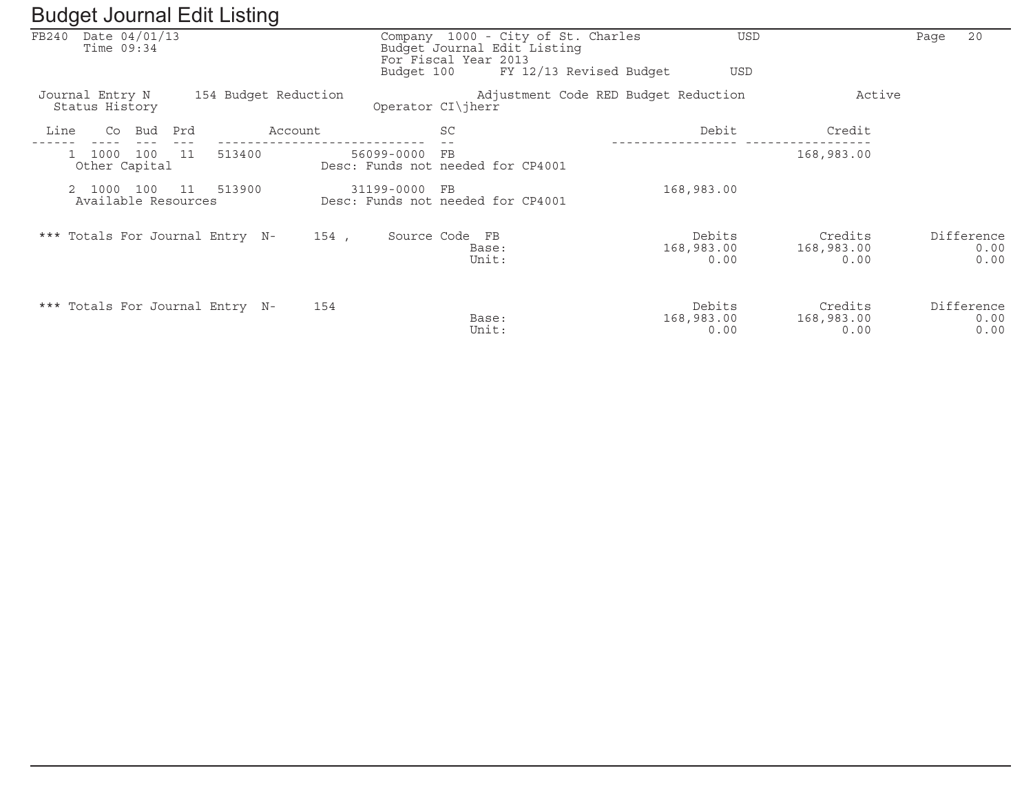# Budget Journal Edit Listing

FB240 Date 04/01/13
Time 09:34

Company 1000 - City of St. Charles USD
Budget Journal Edit Listing
For Fiscal Year 2013
Budget 100 FY 12/13 Revised Budget USD

Journal Entry N 154 Budget Reduction Adjustment Code RED Budget Reduction Active
Status History Operator CI\jherr

| Line | Co | Bud | Prd | Account | | SC | Debit | Credit |
|---|---|---|---|---|---|---|---|---|
| 1 | 1000 | 100 | 11 | 513400 | 56099-0000 | FB | | 168,983.00 |
| | Other Capital | | | | Desc: Funds not needed for CP4001 | | | |
| 2 | 1000 | 100 | 11 | 513900 | 31199-0000 | FB | 168,983.00 | |
| | Available Resources | | | | Desc: Funds not needed for CP4001 | | | |

*** Totals For Journal Entry N- 154 , Source Code FB

| | Debits | Credits | Difference |
|---|---|---|---|
| Base: | 168,983.00 | 168,983.00 | 0.00 |
| Unit: | 0.00 | 0.00 | 0.00 |

*** Totals For Journal Entry N- 154

| | Debits | Credits | Difference |
|---|---|---|---|
| Base: | 168,983.00 | 168,983.00 | 0.00 |
| Unit: | 0.00 | 0.00 | 0.00 |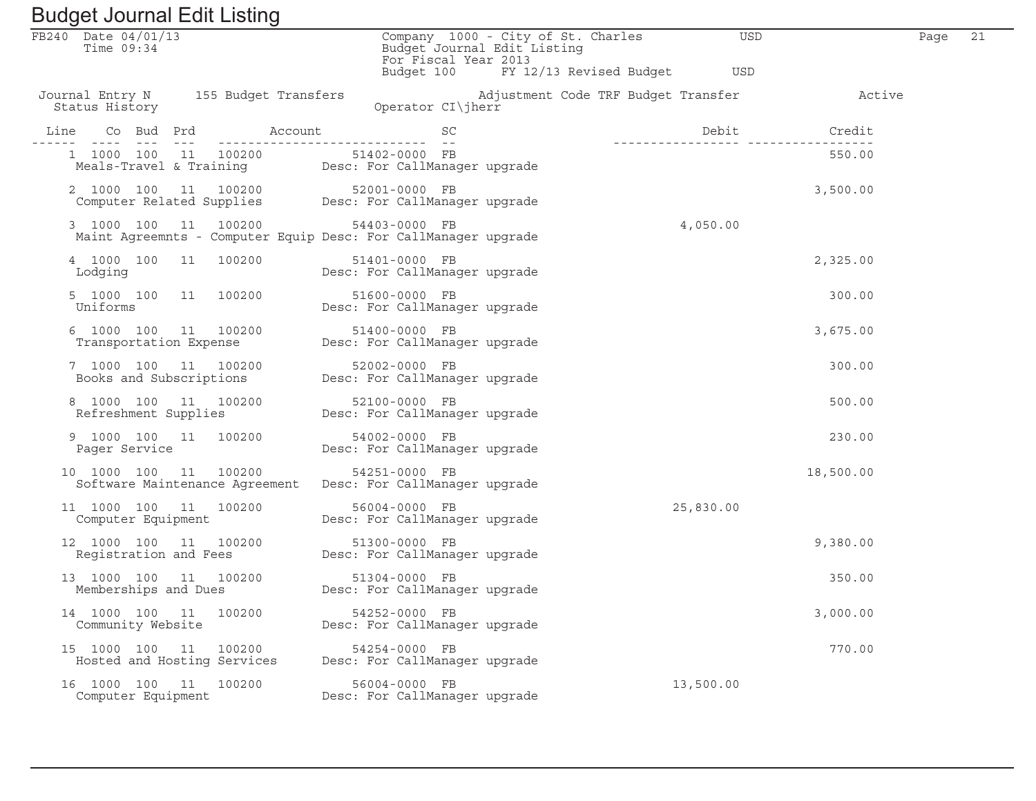# Budget Journal Edit Listing

FB240 Date 04/01/13
Time 09:34

Company 1000 - City of St. Charles USD
Budget Journal Edit Listing
For Fiscal Year 2013
Budget 100 FY 12/13 Revised Budget USD

Journal Entry N 155 Budget Transfers Adjustment Code TRF Budget Transfer Active
Status History Operator CI\jherr

| Line | Co | Bud | Prd | Account | | SC | Description | Debit | Credit |
|---|---|---|---|---|---|---|---|---|---|
| 1 | 1000 | 100 | 11 | 100200 | 51402-0000 | FB | Meals-Travel & Training — Desc: For CallManager upgrade | | 550.00 |
| 2 | 1000 | 100 | 11 | 100200 | 52001-0000 | FB | Computer Related Supplies — Desc: For CallManager upgrade | | 3,500.00 |
| 3 | 1000 | 100 | 11 | 100200 | 54403-0000 | FB | Maint Agreemnts - Computer Equip — Desc: For CallManager upgrade | 4,050.00 | |
| 4 | 1000 | 100 | 11 | 100200 | 51401-0000 | FB | Lodging — Desc: For CallManager upgrade | | 2,325.00 |
| 5 | 1000 | 100 | 11 | 100200 | 51600-0000 | FB | Uniforms — Desc: For CallManager upgrade | | 300.00 |
| 6 | 1000 | 100 | 11 | 100200 | 51400-0000 | FB | Transportation Expense — Desc: For CallManager upgrade | | 3,675.00 |
| 7 | 1000 | 100 | 11 | 100200 | 52002-0000 | FB | Books and Subscriptions — Desc: For CallManager upgrade | | 300.00 |
| 8 | 1000 | 100 | 11 | 100200 | 52100-0000 | FB | Refreshment Supplies — Desc: For CallManager upgrade | | 500.00 |
| 9 | 1000 | 100 | 11 | 100200 | 54002-0000 | FB | Pager Service — Desc: For CallManager upgrade | | 230.00 |
| 10 | 1000 | 100 | 11 | 100200 | 54251-0000 | FB | Software Maintenance Agreement — Desc: For CallManager upgrade | | 18,500.00 |
| 11 | 1000 | 100 | 11 | 100200 | 56004-0000 | FB | Computer Equipment — Desc: For CallManager upgrade | 25,830.00 | |
| 12 | 1000 | 100 | 11 | 100200 | 51300-0000 | FB | Registration and Fees — Desc: For CallManager upgrade | | 9,380.00 |
| 13 | 1000 | 100 | 11 | 100200 | 51304-0000 | FB | Memberships and Dues — Desc: For CallManager upgrade | | 350.00 |
| 14 | 1000 | 100 | 11 | 100200 | 54252-0000 | FB | Community Website — Desc: For CallManager upgrade | | 3,000.00 |
| 15 | 1000 | 100 | 11 | 100200 | 54254-0000 | FB | Hosted and Hosting Services — Desc: For CallManager upgrade | | 770.00 |
| 16 | 1000 | 100 | 11 | 100200 | 56004-0000 | FB | Computer Equipment — Desc: For CallManager upgrade | 13,500.00 | |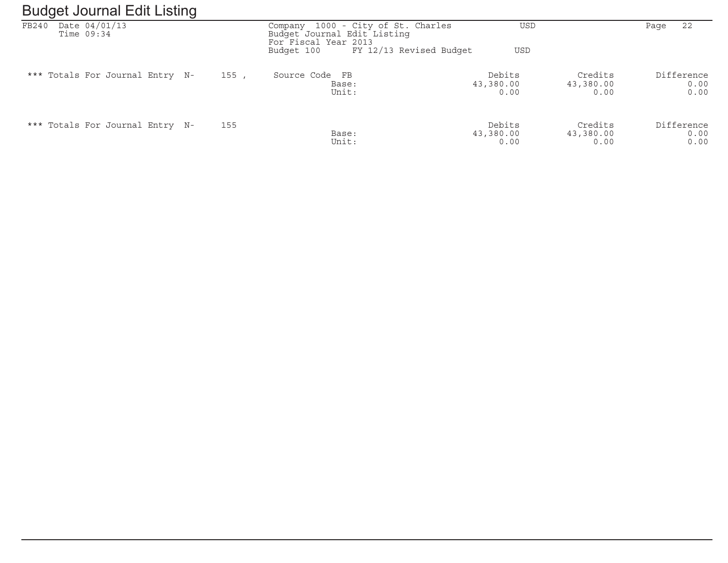# Budget Journal Edit Listing

FB240 Date 04/01/13
Time 09:34

Company 1000 - City of St. Charles USD
Budget Journal Edit Listing
For Fiscal Year 2013
Budget 100 FY 12/13 Revised Budget USD

| *** Totals For Journal Entry N- 155 , | Source Code FB | Debits | Credits | Difference |
|---|---|---|---|---|
| | Base: | 43,380.00 | 43,380.00 | 0.00 |
| | Unit: | 0.00 | 0.00 | 0.00 |

| *** Totals For Journal Entry N- 155 | | Debits | Credits | Difference |
|---|---|---|---|---|
| | Base: | 43,380.00 | 43,380.00 | 0.00 |
| | Unit: | 0.00 | 0.00 | 0.00 |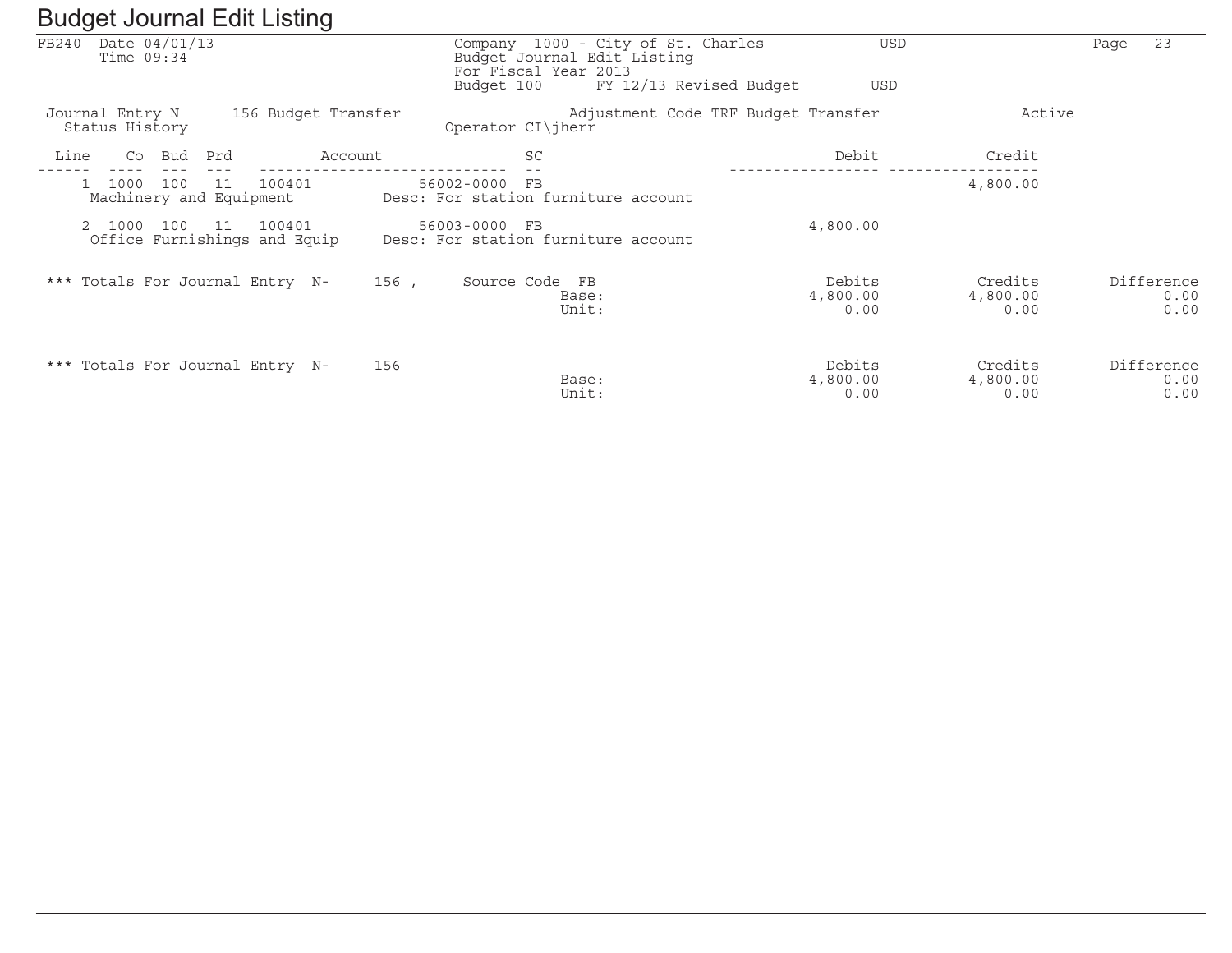# Budget Journal Edit Listing

FB240 Date 04/01/13
Time 09:34

Company 1000 - City of St. Charles USD
Budget Journal Edit Listing
For Fiscal Year 2013
Budget 100 FY 12/13 Revised Budget USD

Journal Entry N 156 Budget Transfer Adjustment Code TRF Budget Transfer Active
Status History Operator CI\jherr

| Line | Co | Bud | Prd | Account | | SC | Debit | Credit |
|---|---|---|---|---|---|---|---|---|
| 1 | 1000 | 100 | 11 | 100401 | 56002-0000 | FB | | 4,800.00 |
| | Machinery and Equipment | | | Desc: For station furniture account | | | | |
| 2 | 1000 | 100 | 11 | 100401 | 56003-0000 | FB | 4,800.00 | |
| | Office Furnishings and Equip | | | Desc: For station furniture account | | | | |

*** Totals For Journal Entry N- 156 , Source Code FB

| | Debits | Credits | Difference |
|---|---|---|---|
| Base: | 4,800.00 | 4,800.00 | 0.00 |
| Unit: | 0.00 | 0.00 | 0.00 |

*** Totals For Journal Entry N- 156

| | Debits | Credits | Difference |
|---|---|---|---|
| Base: | 4,800.00 | 4,800.00 | 0.00 |
| Unit: | 0.00 | 0.00 | 0.00 |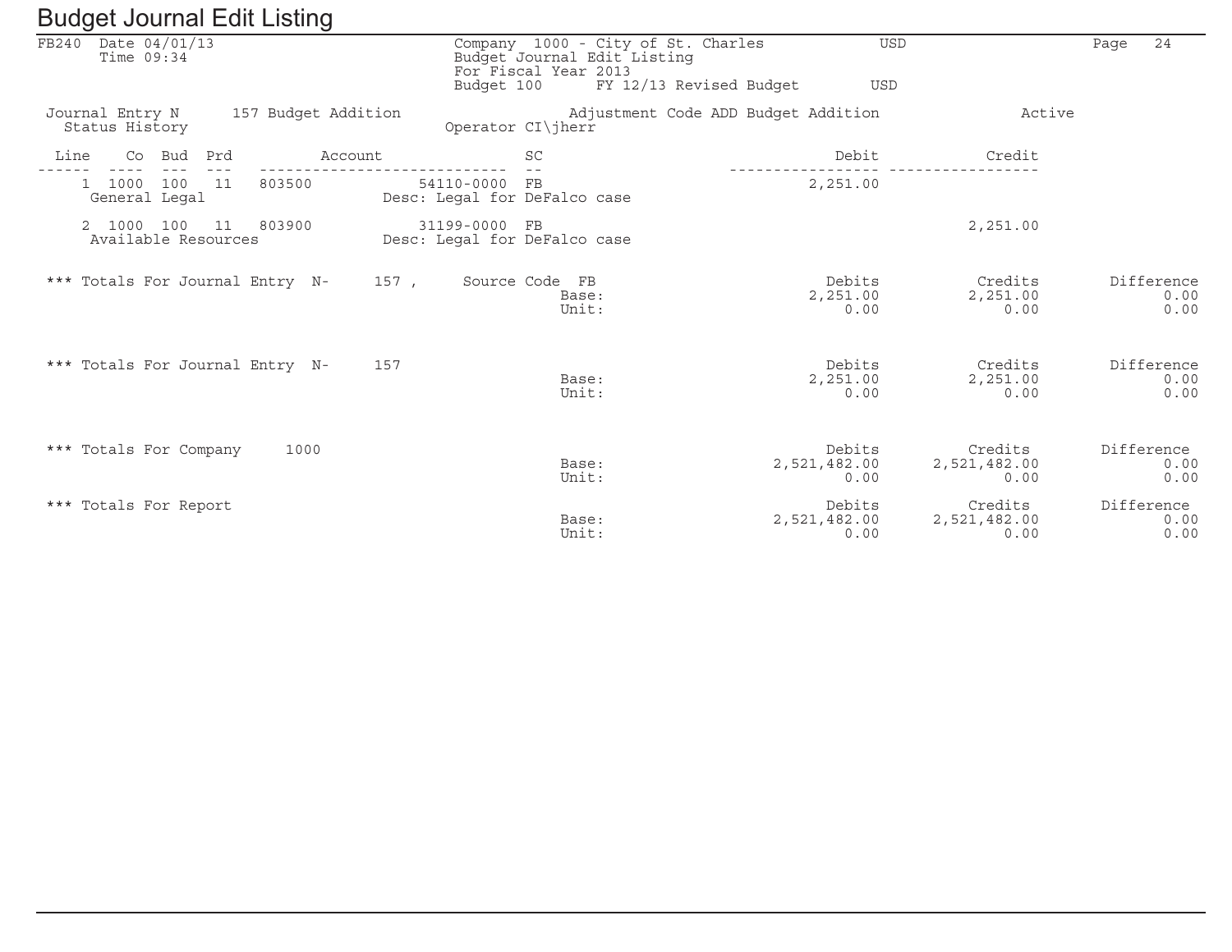# Budget Journal Edit Listing

FB240 Date 04/01/13
Time 09:34

Company 1000 - City of St. Charles USD
Budget Journal Edit Listing
For Fiscal Year 2013
Budget 100 FY 12/13 Revised Budget USD

Journal Entry N 157 Budget Addition — Adjustment Code ADD Budget Addition — Active
Status History — Operator CI\jherr

| Line | Co | Bud | Prd | Account | | SC | Debit | Credit |
|---|---|---|---|---|---|---|---|---|
| 1 | 1000 | 100 | 11 | 803500 | 54110-0000 | FB | 2,251.00 | |
| | General Legal | | | | Desc: Legal for DeFalco case | | | |
| 2 | 1000 | 100 | 11 | 803900 | 31199-0000 | FB | | 2,251.00 |
| | Available Resources | | | | Desc: Legal for DeFalco case | | | |

| | | Debits | Credits | Difference |
|---|---|---|---|---|
| *** Totals For Journal Entry N- 157 , Source Code FB | Base: | 2,251.00 | 2,251.00 | 0.00 |
| | Unit: | 0.00 | 0.00 | 0.00 |
| *** Totals For Journal Entry N- 157 | Base: | 2,251.00 | 2,251.00 | 0.00 |
| | Unit: | 0.00 | 0.00 | 0.00 |
| *** Totals For Company 1000 | Base: | 2,521,482.00 | 2,521,482.00 | 0.00 |
| | Unit: | 0.00 | 0.00 | 0.00 |
| *** Totals For Report | Base: | 2,521,482.00 | 2,521,482.00 | 0.00 |
| | Unit: | 0.00 | 0.00 | 0.00 |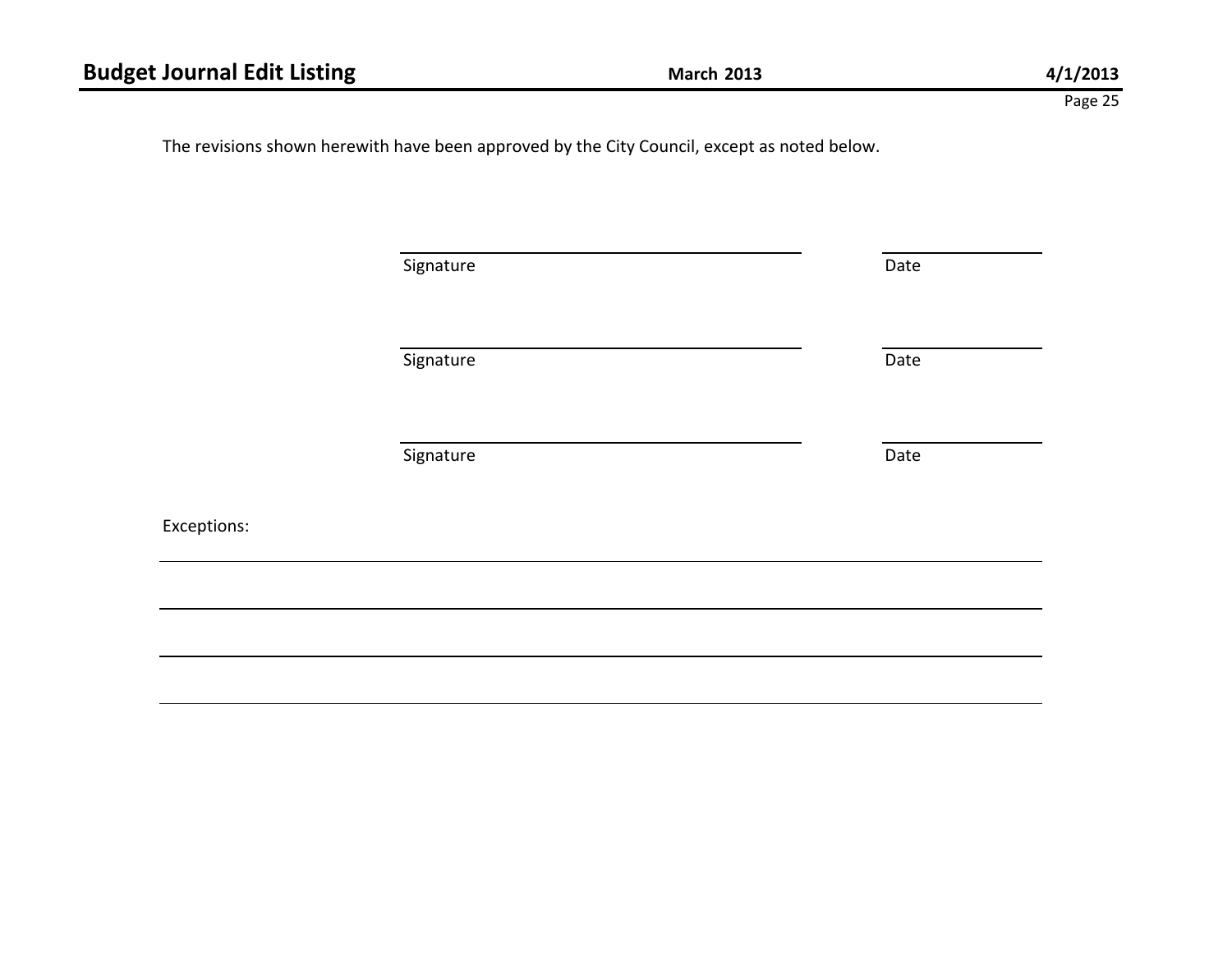The revisions shown herewith have been approved by the City Council, except as noted below.

Signature ______________________ Date __________

Signature ______________________ Date __________

Signature ______________________ Date __________

Exceptions: